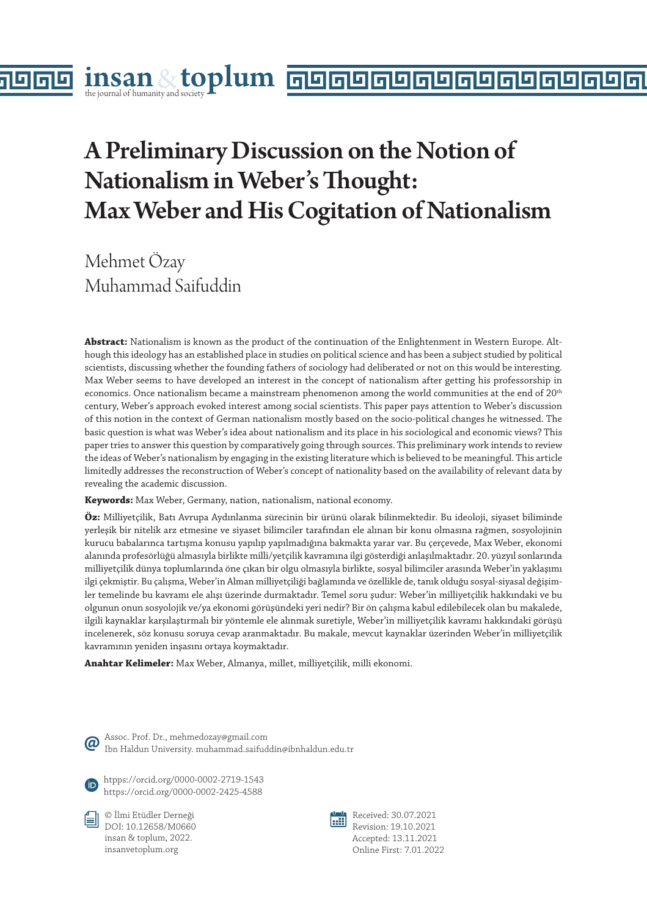# A Preliminary Discussion on the Notion of Nationalism in Weber's Thought: Max Weber and His Cogitation of Nationalism

Mehmet Özay
Muhammad Saifuddin

**Abstract:** Nationalism is known as the product of the continuation of the Enlightenment in Western Europe. Although this ideology has an established place in studies on political science and has been a subject studied by political scientists, discussing whether the founding fathers of sociology had deliberated or not on this would be interesting. Max Weber seems to have developed an interest in the concept of nationalism after getting his professorship in economics. Once nationalism became a mainstream phenomenon among the world communities at the end of 20th century, Weber's approach evoked interest among social scientists. This paper pays attention to Weber's discussion of this notion in the context of German nationalism mostly based on the socio-political changes he witnessed. The basic question is what was Weber's idea about nationalism and its place in his sociological and economic views? This paper tries to answer this question by comparatively going through sources. This preliminary work intends to review the ideas of Weber's nationalism by engaging in the existing literature which is believed to be meaningful. This article limitedly addresses the reconstruction of Weber's concept of nationality based on the availability of relevant data by revealing the academic discussion.

**Keywords:** Max Weber, Germany, nation, nationalism, national economy.

**Öz:** Milliyetçilik, Batı Avrupa Aydınlanma sürecinin bir ürünü olarak bilinmektedir. Bu ideoloji, siyaset biliminde yerleşik bir nitelik arz etmesine ve siyaset bilimciler tarafından ele alınan bir konu olmasına rağmen, sosyolojinin kurucu babalarınca tartışma konusu yapılıp yapılmadığına bakmakta yarar var. Bu çerçevede, Max Weber, ekonomi alanında profesörlüğü almasıyla birlikte milli/yetçilik kavramına ilgi gösterdiği anlaşılmaktadır. 20. yüzyıl sonlarında milliyetçilik dünya toplumlarında öne çıkan bir olgu olmasıyla birlikte, sosyal bilimciler arasında Weber'in yaklaşımı ilgi çekmiştir. Bu çalışma, Weber'in Alman milliyetçiliği bağlamında ve özellikle de, tanık olduğu sosyal-siyasal değişimler temelinde bu kavramı ele alışı üzerinde durmaktadır. Temel soru şudur: Weber'in milliyetçilik hakkındaki ve bu olgunun onun sosyolojik ve/ya ekonomi görüşündeki yeri nedir? Bir ön çalışma kabul edilebilecek olan bu makalede, ilgili kaynaklar karşılaştırmalı bir yöntemle ele alınmak suretiyle, Weber'in milliyetçilik kavramı hakkındaki görüşü incelenerek, söz konusu soruya cevap aranmaktadır. Bu makale, mevcut kaynaklar üzerinden Weber'in milliyetçilik kavramının yeniden inşasını ortaya koymaktadır.

**Anahtar Kelimeler:** Max Weber, Almanya, millet, milliyetçilik, milli ekonomi.

Assoc. Prof. Dr., mehmedozay@gmail.com
Ibn Haldun University. muhammad.saifuddin@ibnhaldun.edu.tr

htpps://orcid.org/0000-0002-2719-1543
https://orcid.org/0000-0002-2425-4588

© İlmi Etüdler Derneği
DOI: 10.12658/M0660
insan & toplum, 2022.
insanvetoplum.org

Received: 30.07.2021
Revision: 19.10.2021
Accepted: 13.11.2021
Online First: 7.01.2022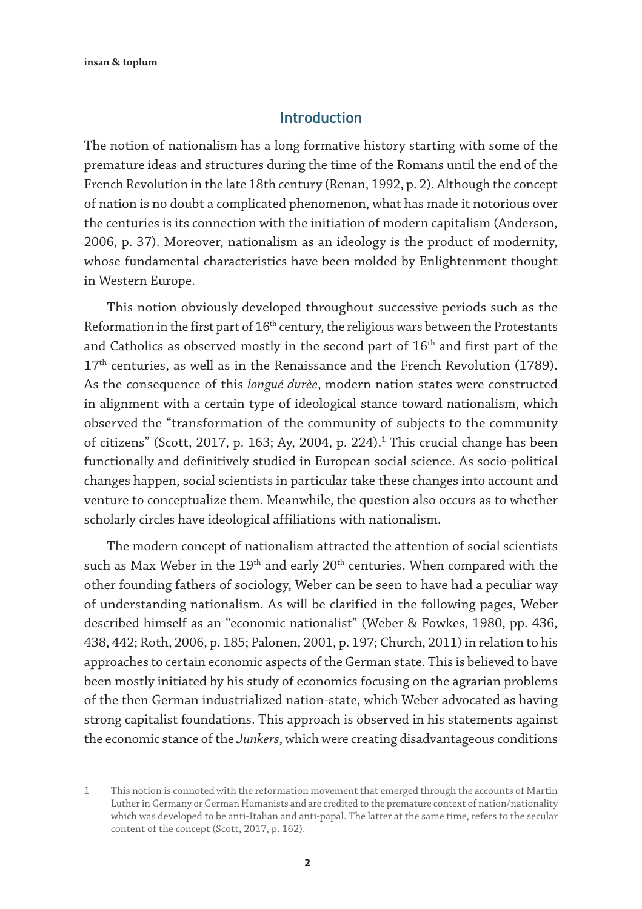## Introduction

The notion of nationalism has a long formative history starting with some of the premature ideas and structures during the time of the Romans until the end of the French Revolution in the late 18th century (Renan, 1992, p. 2). Although the concept of nation is no doubt a complicated phenomenon, what has made it notorious over the centuries is its connection with the initiation of modern capitalism (Anderson, 2006, p. 37). Moreover, nationalism as an ideology is the product of modernity, whose fundamental characteristics have been molded by Enlightenment thought in Western Europe.

This notion obviously developed throughout successive periods such as the Reformation in the first part of 16th century, the religious wars between the Protestants and Catholics as observed mostly in the second part of 16th and first part of the 17th centuries, as well as in the Renaissance and the French Revolution (1789). As the consequence of this *longué durèe*, modern nation states were constructed in alignment with a certain type of ideological stance toward nationalism, which observed the "transformation of the community of subjects to the community of citizens" (Scott, 2017, p. 163; Ay, 2004, p. 224).[1] This crucial change has been functionally and definitively studied in European social science. As socio-political changes happen, social scientists in particular take these changes into account and venture to conceptualize them. Meanwhile, the question also occurs as to whether scholarly circles have ideological affiliations with nationalism.

The modern concept of nationalism attracted the attention of social scientists such as Max Weber in the 19th and early 20th centuries. When compared with the other founding fathers of sociology, Weber can be seen to have had a peculiar way of understanding nationalism. As will be clarified in the following pages, Weber described himself as an "economic nationalist" (Weber & Fowkes, 1980, pp. 436, 438, 442; Roth, 2006, p. 185; Palonen, 2001, p. 197; Church, 2011) in relation to his approaches to certain economic aspects of the German state. This is believed to have been mostly initiated by his study of economics focusing on the agrarian problems of the then German industrialized nation-state, which Weber advocated as having strong capitalist foundations. This approach is observed in his statements against the economic stance of the *Junkers*, which were creating disadvantageous conditions

1 This notion is connoted with the reformation movement that emerged through the accounts of Martin Luther in Germany or German Humanists and are credited to the premature context of nation/nationality which was developed to be anti-Italian and anti-papal. The latter at the same time, refers to the secular content of the concept (Scott, 2017, p. 162).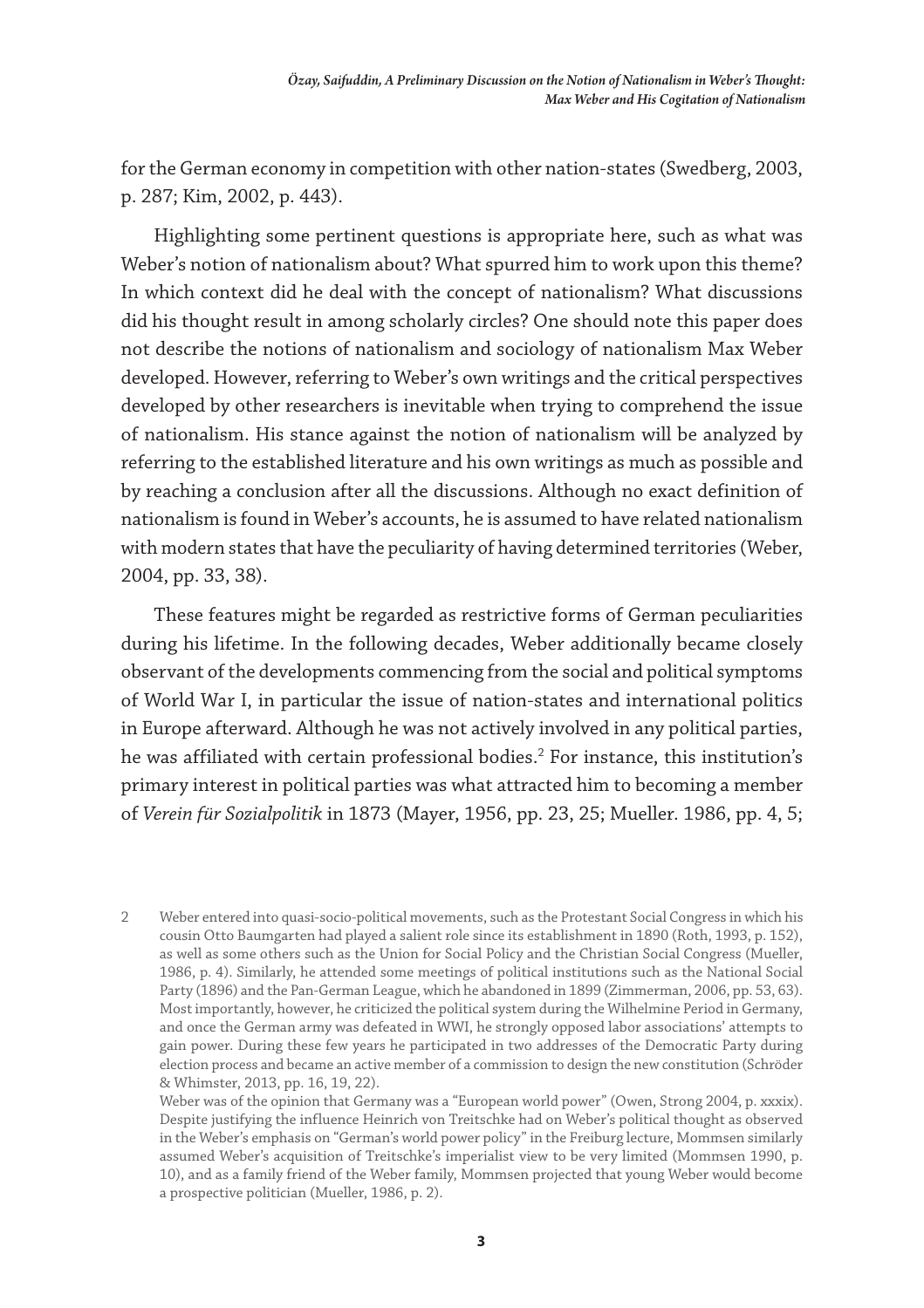for the German economy in competition with other nation-states (Swedberg, 2003, p. 287; Kim, 2002, p. 443).

Highlighting some pertinent questions is appropriate here, such as what was Weber's notion of nationalism about? What spurred him to work upon this theme? In which context did he deal with the concept of nationalism? What discussions did his thought result in among scholarly circles? One should note this paper does not describe the notions of nationalism and sociology of nationalism Max Weber developed. However, referring to Weber's own writings and the critical perspectives developed by other researchers is inevitable when trying to comprehend the issue of nationalism. His stance against the notion of nationalism will be analyzed by referring to the established literature and his own writings as much as possible and by reaching a conclusion after all the discussions. Although no exact definition of nationalism is found in Weber's accounts, he is assumed to have related nationalism with modern states that have the peculiarity of having determined territories (Weber, 2004, pp. 33, 38).

These features might be regarded as restrictive forms of German peculiarities during his lifetime. In the following decades, Weber additionally became closely observant of the developments commencing from the social and political symptoms of World War I, in particular the issue of nation-states and international politics in Europe afterward. Although he was not actively involved in any political parties, he was affiliated with certain professional bodies.[2] For instance, this institution's primary interest in political parties was what attracted him to becoming a member of *Verein für Sozialpolitik* in 1873 (Mayer, 1956, pp. 23, 25; Mueller. 1986, pp. 4, 5;

2 Weber entered into quasi-socio-political movements, such as the Protestant Social Congress in which his cousin Otto Baumgarten had played a salient role since its establishment in 1890 (Roth, 1993, p. 152), as well as some others such as the Union for Social Policy and the Christian Social Congress (Mueller, 1986, p. 4). Similarly, he attended some meetings of political institutions such as the National Social Party (1896) and the Pan-German League, which he abandoned in 1899 (Zimmerman, 2006, pp. 53, 63). Most importantly, however, he criticized the political system during the Wilhelmine Period in Germany, and once the German army was defeated in WWI, he strongly opposed labor associations' attempts to gain power. During these few years he participated in two addresses of the Democratic Party during election process and became an active member of a commission to design the new constitution (Schröder & Whimster, 2013, pp. 16, 19, 22).
Weber was of the opinion that Germany was a "European world power" (Owen, Strong 2004, p. xxxix). Despite justifying the influence Heinrich von Treitschke had on Weber's political thought as observed in the Weber's emphasis on "German's world power policy" in the Freiburg lecture, Mommsen similarly assumed Weber's acquisition of Treitschke's imperialist view to be very limited (Mommsen 1990, p. 10), and as a family friend of the Weber family, Mommsen projected that young Weber would become a prospective politician (Mueller, 1986, p. 2).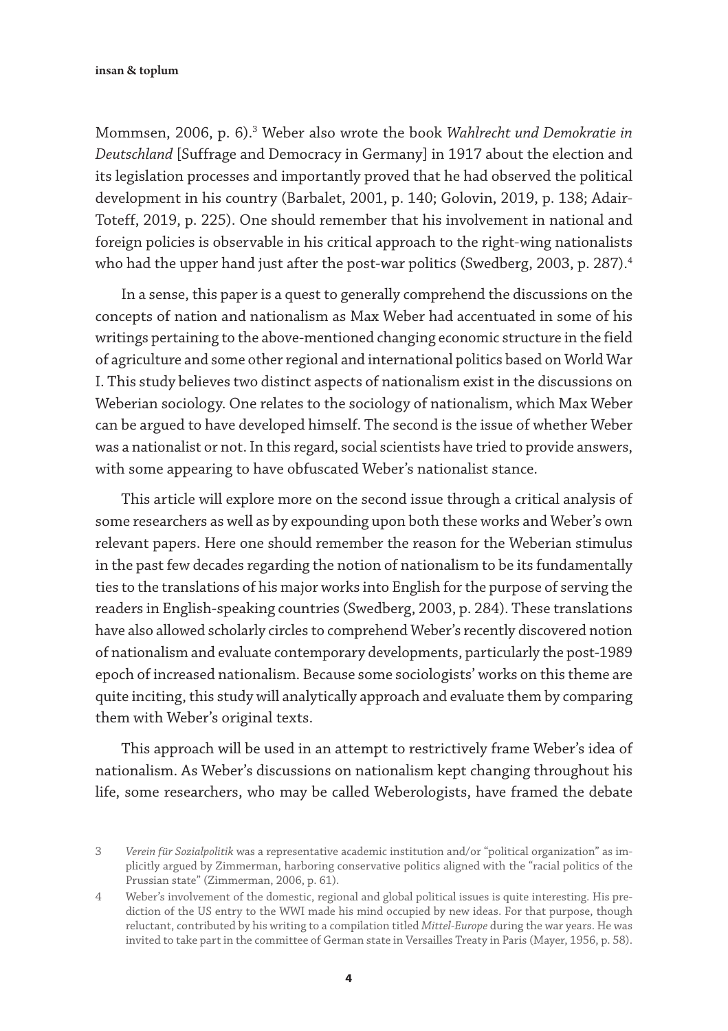Mommsen, 2006, p. 6).[3] Weber also wrote the book *Wahlrecht und Demokratie in Deutschland* [Suffrage and Democracy in Germany] in 1917 about the election and its legislation processes and importantly proved that he had observed the political development in his country (Barbalet, 2001, p. 140; Golovin, 2019, p. 138; Adair-Toteff, 2019, p. 225). One should remember that his involvement in national and foreign policies is observable in his critical approach to the right-wing nationalists who had the upper hand just after the post-war politics (Swedberg, 2003, p. 287).[4]

In a sense, this paper is a quest to generally comprehend the discussions on the concepts of nation and nationalism as Max Weber had accentuated in some of his writings pertaining to the above-mentioned changing economic structure in the field of agriculture and some other regional and international politics based on World War I. This study believes two distinct aspects of nationalism exist in the discussions on Weberian sociology. One relates to the sociology of nationalism, which Max Weber can be argued to have developed himself. The second is the issue of whether Weber was a nationalist or not. In this regard, social scientists have tried to provide answers, with some appearing to have obfuscated Weber's nationalist stance.

This article will explore more on the second issue through a critical analysis of some researchers as well as by expounding upon both these works and Weber's own relevant papers. Here one should remember the reason for the Weberian stimulus in the past few decades regarding the notion of nationalism to be its fundamentally ties to the translations of his major works into English for the purpose of serving the readers in English-speaking countries (Swedberg, 2003, p. 284). These translations have also allowed scholarly circles to comprehend Weber's recently discovered notion of nationalism and evaluate contemporary developments, particularly the post-1989 epoch of increased nationalism. Because some sociologists' works on this theme are quite inciting, this study will analytically approach and evaluate them by comparing them with Weber's original texts.

This approach will be used in an attempt to restrictively frame Weber's idea of nationalism. As Weber's discussions on nationalism kept changing throughout his life, some researchers, who may be called Weberologists, have framed the debate

---

3 *Verein für Sozialpolitik* was a representative academic institution and/or "political organization" as implicitly argued by Zimmerman, harboring conservative politics aligned with the "racial politics of the Prussian state" (Zimmerman, 2006, p. 61).

4 Weber's involvement of the domestic, regional and global political issues is quite interesting. His prediction of the US entry to the WWI made his mind occupied by new ideas. For that purpose, though reluctant, contributed by his writing to a compilation titled *Mittel-Europe* during the war years. He was invited to take part in the committee of German state in Versailles Treaty in Paris (Mayer, 1956, p. 58).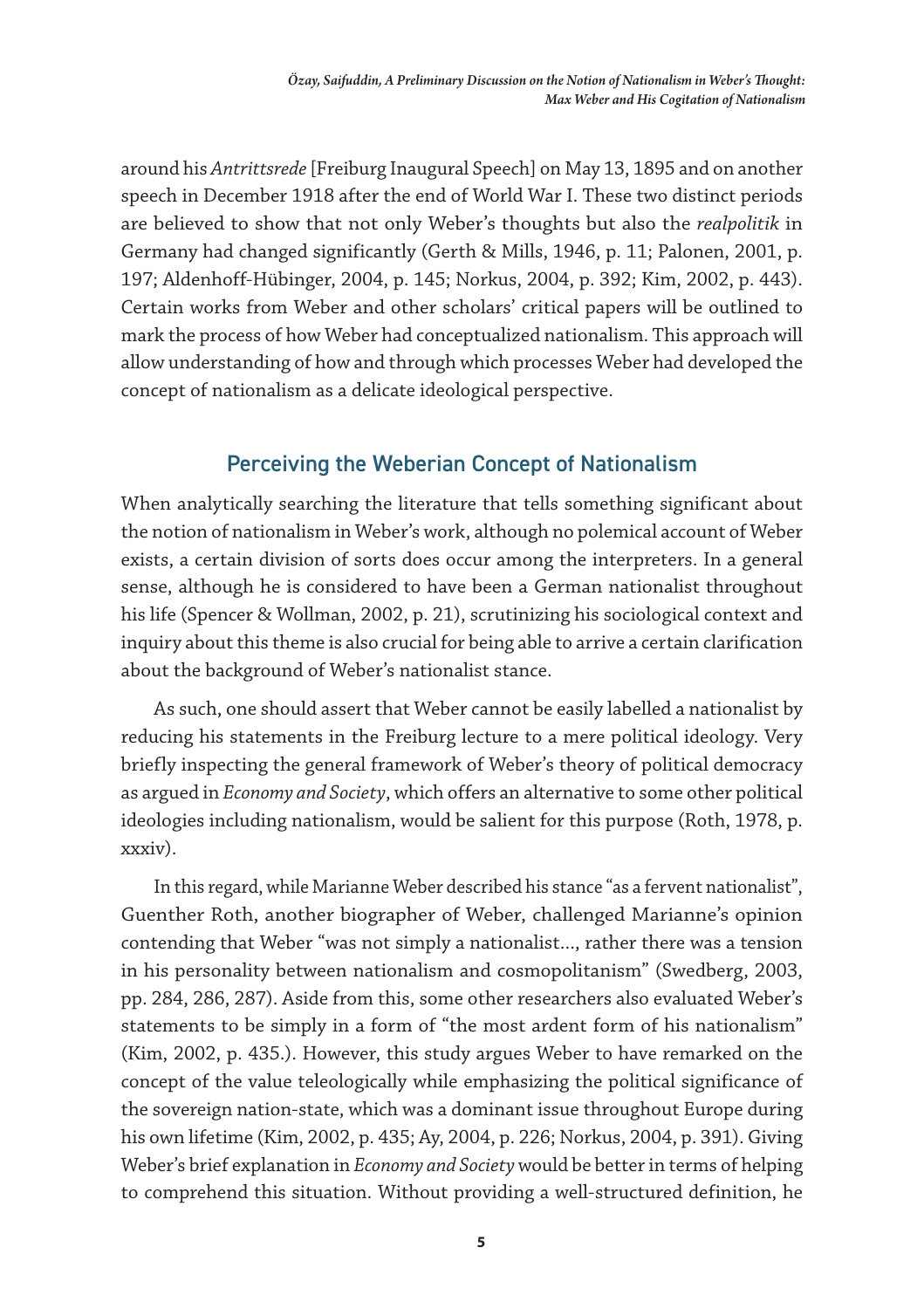around his *Antrittsrede* [Freiburg Inaugural Speech] on May 13, 1895 and on another speech in December 1918 after the end of World War I. These two distinct periods are believed to show that not only Weber's thoughts but also the *realpolitik* in Germany had changed significantly (Gerth & Mills, 1946, p. 11; Palonen, 2001, p. 197; Aldenhoff-Hübinger, 2004, p. 145; Norkus, 2004, p. 392; Kim, 2002, p. 443). Certain works from Weber and other scholars' critical papers will be outlined to mark the process of how Weber had conceptualized nationalism. This approach will allow understanding of how and through which processes Weber had developed the concept of nationalism as a delicate ideological perspective.

## Perceiving the Weberian Concept of Nationalism

When analytically searching the literature that tells something significant about the notion of nationalism in Weber's work, although no polemical account of Weber exists, a certain division of sorts does occur among the interpreters. In a general sense, although he is considered to have been a German nationalist throughout his life (Spencer & Wollman, 2002, p. 21), scrutinizing his sociological context and inquiry about this theme is also crucial for being able to arrive a certain clarification about the background of Weber's nationalist stance.

As such, one should assert that Weber cannot be easily labelled a nationalist by reducing his statements in the Freiburg lecture to a mere political ideology. Very briefly inspecting the general framework of Weber's theory of political democracy as argued in *Economy and Society*, which offers an alternative to some other political ideologies including nationalism, would be salient for this purpose (Roth, 1978, p. xxxiv).

In this regard, while Marianne Weber described his stance "as a fervent nationalist", Guenther Roth, another biographer of Weber, challenged Marianne's opinion contending that Weber "was not simply a nationalist..., rather there was a tension in his personality between nationalism and cosmopolitanism" (Swedberg, 2003, pp. 284, 286, 287). Aside from this, some other researchers also evaluated Weber's statements to be simply in a form of "the most ardent form of his nationalism" (Kim, 2002, p. 435.). However, this study argues Weber to have remarked on the concept of the value teleologically while emphasizing the political significance of the sovereign nation-state, which was a dominant issue throughout Europe during his own lifetime (Kim, 2002, p. 435; Ay, 2004, p. 226; Norkus, 2004, p. 391). Giving Weber's brief explanation in *Economy and Society* would be better in terms of helping to comprehend this situation. Without providing a well-structured definition, he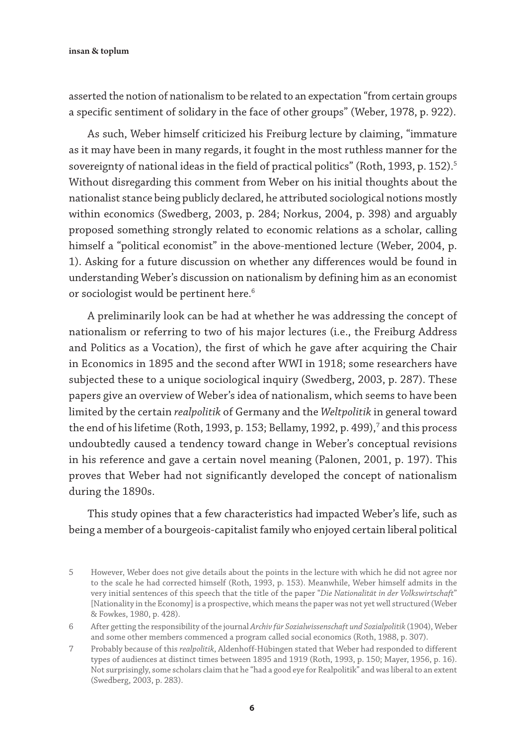asserted the notion of nationalism to be related to an expectation "from certain groups a specific sentiment of solidary in the face of other groups" (Weber, 1978, p. 922).

As such, Weber himself criticized his Freiburg lecture by claiming, "immature as it may have been in many regards, it fought in the most ruthless manner for the sovereignty of national ideas in the field of practical politics" (Roth, 1993, p. 152).[5] Without disregarding this comment from Weber on his initial thoughts about the nationalist stance being publicly declared, he attributed sociological notions mostly within economics (Swedberg, 2003, p. 284; Norkus, 2004, p. 398) and arguably proposed something strongly related to economic relations as a scholar, calling himself a "political economist" in the above-mentioned lecture (Weber, 2004, p. 1). Asking for a future discussion on whether any differences would be found in understanding Weber's discussion on nationalism by defining him as an economist or sociologist would be pertinent here.[6]

A preliminarily look can be had at whether he was addressing the concept of nationalism or referring to two of his major lectures (i.e., the Freiburg Address and Politics as a Vocation), the first of which he gave after acquiring the Chair in Economics in 1895 and the second after WWI in 1918; some researchers have subjected these to a unique sociological inquiry (Swedberg, 2003, p. 287). These papers give an overview of Weber's idea of nationalism, which seems to have been limited by the certain *realpolitik* of Germany and the *Weltpolitik* in general toward the end of his lifetime (Roth, 1993, p. 153; Bellamy, 1992, p. 499),[7] and this process undoubtedly caused a tendency toward change in Weber's conceptual revisions in his reference and gave a certain novel meaning (Palonen, 2001, p. 197). This proves that Weber had not significantly developed the concept of nationalism during the 1890s.

This study opines that a few characteristics had impacted Weber's life, such as being a member of a bourgeois-capitalist family who enjoyed certain liberal political

5 However, Weber does not give details about the points in the lecture with which he did not agree nor to the scale he had corrected himself (Roth, 1993, p. 153). Meanwhile, Weber himself admits in the very initial sentences of this speech that the title of the paper "*Die Nationalität in der Volkswirtschaft*" [Nationality in the Economy] is a prospective, which means the paper was not yet well structured (Weber & Fowkes, 1980, p. 428).

6 After getting the responsibility of the journal *Archiv für Sozialwissenschaft und Sozialpolitik* (1904), Weber and some other members commenced a program called social economics (Roth, 1988, p. 307).

7 Probably because of this *realpolitik*, Aldenhoff-Hübingen stated that Weber had responded to different types of audiences at distinct times between 1895 and 1919 (Roth, 1993, p. 150; Mayer, 1956, p. 16). Not surprisingly, some scholars claim that he "had a good eye for Realpolitik" and was liberal to an extent (Swedberg, 2003, p. 283).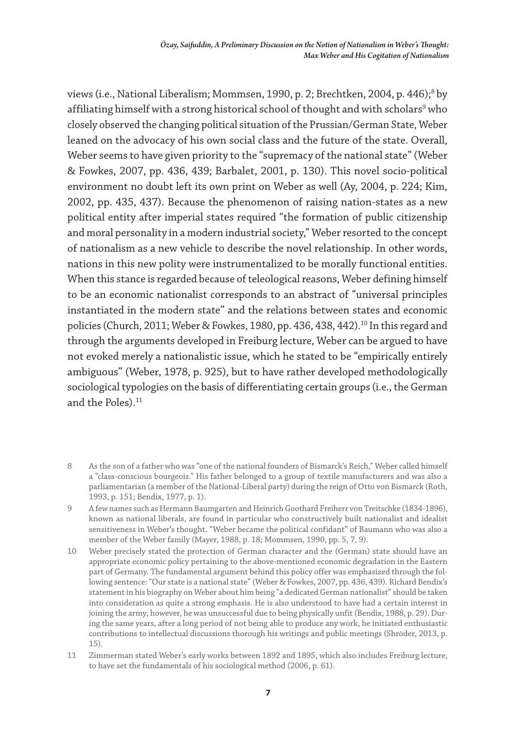views (i.e., National Liberalism; Mommsen, 1990, p. 2; Brechtken, 2004, p. 446);[8] by affiliating himself with a strong historical school of thought and with scholars[9] who closely observed the changing political situation of the Prussian/German State, Weber leaned on the advocacy of his own social class and the future of the state. Overall, Weber seems to have given priority to the "supremacy of the national state" (Weber & Fowkes, 2007, pp. 436, 439; Barbalet, 2001, p. 130). This novel socio-political environment no doubt left its own print on Weber as well (Ay, 2004, p. 224; Kim, 2002, pp. 435, 437). Because the phenomenon of raising nation-states as a new political entity after imperial states required "the formation of public citizenship and moral personality in a modern industrial society," Weber resorted to the concept of nationalism as a new vehicle to describe the novel relationship. In other words, nations in this new polity were instrumentalized to be morally functional entities. When this stance is regarded because of teleological reasons, Weber defining himself to be an economic nationalist corresponds to an abstract of "universal principles instantiated in the modern state" and the relations between states and economic policies (Church, 2011; Weber & Fowkes, 1980, pp. 436, 438, 442).[10] In this regard and through the arguments developed in Freiburg lecture, Weber can be argued to have not evoked merely a nationalistic issue, which he stated to be "empirically entirely ambiguous" (Weber, 1978, p. 925), but to have rather developed methodologically sociological typologies on the basis of differentiating certain groups (i.e., the German and the Poles).[11]

8 As the son of a father who was "one of the national founders of Bismarck's Reich," Weber called himself a "class-conscious bourgeois." His father belonged to a group of textile manufacturers and was also a parliamentarian (a member of the National-Liberal party) during the reign of Otto von Bismarck (Roth, 1993, p. 151; Bendix, 1977, p. 1).

9 A few names such as Hermann Baumgarten and Heinrich Goothard Freiherr von Treitschke (1834-1896), known as national liberals, are found in particular who constructively built nationalist and idealist sensitiveness in Weber's thought. "Weber became the political confidant" of Baumann who was also a member of the Weber family (Mayer, 1988, p. 18; Mommsen, 1990, pp. 5, 7, 9).

10 Weber precisely stated the protection of German character and the (German) state should have an appropriate economic policy pertaining to the above-mentioned economic degradation in the Eastern part of Germany. The fundamental argument behind this policy offer was emphasized through the following sentence: "Our state is a national state" (Weber & Fowkes, 2007, pp. 436, 439). Richard Bendix's statement in his biography on Weber about him being "a dedicated German nationalist" should be taken into consideration as quite a strong emphasis. He is also understood to have had a certain interest in joining the army; however, he was unsuccessful due to being physically unfit (Bendix, 1988, p. 29). During the same years, after a long period of not being able to produce any work, he initiated enthusiastic contributions to intellectual discussions thorough his writings and public meetings (Shröder, 2013, p. 15).

11 Zimmerman stated Weber's early works between 1892 and 1895, which also includes Freiburg lecture, to have set the fundamentals of his sociological method (2006, p. 61).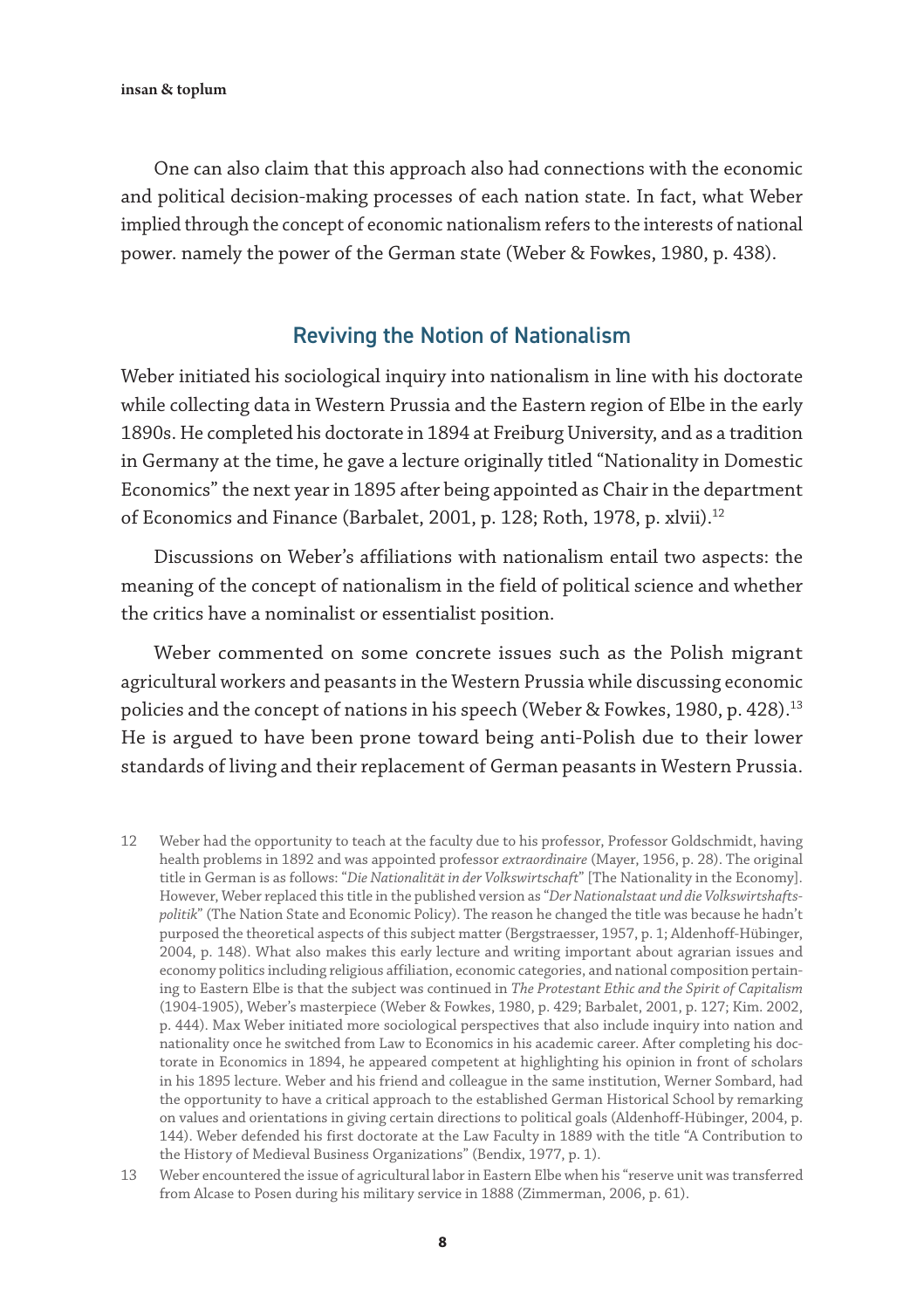One can also claim that this approach also had connections with the economic and political decision-making processes of each nation state. In fact, what Weber implied through the concept of economic nationalism refers to the interests of national power. namely the power of the German state (Weber & Fowkes, 1980, p. 438).

## Reviving the Notion of Nationalism

Weber initiated his sociological inquiry into nationalism in line with his doctorate while collecting data in Western Prussia and the Eastern region of Elbe in the early 1890s. He completed his doctorate in 1894 at Freiburg University, and as a tradition in Germany at the time, he gave a lecture originally titled "Nationality in Domestic Economics" the next year in 1895 after being appointed as Chair in the department of Economics and Finance (Barbalet, 2001, p. 128; Roth, 1978, p. xlvii).[12]

Discussions on Weber's affiliations with nationalism entail two aspects: the meaning of the concept of nationalism in the field of political science and whether the critics have a nominalist or essentialist position.

Weber commented on some concrete issues such as the Polish migrant agricultural workers and peasants in the Western Prussia while discussing economic policies and the concept of nations in his speech (Weber & Fowkes, 1980, p. 428).[13] He is argued to have been prone toward being anti-Polish due to their lower standards of living and their replacement of German peasants in Western Prussia.

12 Weber had the opportunity to teach at the faculty due to his professor, Professor Goldschmidt, having health problems in 1892 and was appointed professor *extraordinaire* (Mayer, 1956, p. 28). The original title in German is as follows: "*Die Nationalität in der Volkswirtschaft*" [The Nationality in the Economy]. However, Weber replaced this title in the published version as "*Der Nationalstaat und die Volkswirtshaftspolitik*" (The Nation State and Economic Policy). The reason he changed the title was because he hadn't purposed the theoretical aspects of this subject matter (Bergstraesser, 1957, p. 1; Aldenhoff-Hübinger, 2004, p. 148). What also makes this early lecture and writing important about agrarian issues and economy politics including religious affiliation, economic categories, and national composition pertaining to Eastern Elbe is that the subject was continued in *The Protestant Ethic and the Spirit of Capitalism* (1904-1905), Weber's masterpiece (Weber & Fowkes, 1980, p. 429; Barbalet, 2001, p. 127; Kim. 2002, p. 444). Max Weber initiated more sociological perspectives that also include inquiry into nation and nationality once he switched from Law to Economics in his academic career. After completing his doctorate in Economics in 1894, he appeared competent at highlighting his opinion in front of scholars in his 1895 lecture. Weber and his friend and colleague in the same institution, Werner Sombard, had the opportunity to have a critical approach to the established German Historical School by remarking on values and orientations in giving certain directions to political goals (Aldenhoff-Hübinger, 2004, p. 144). Weber defended his first doctorate at the Law Faculty in 1889 with the title "A Contribution to the History of Medieval Business Organizations" (Bendix, 1977, p. 1).

13 Weber encountered the issue of agricultural labor in Eastern Elbe when his "reserve unit was transferred from Alcase to Posen during his military service in 1888 (Zimmerman, 2006, p. 61).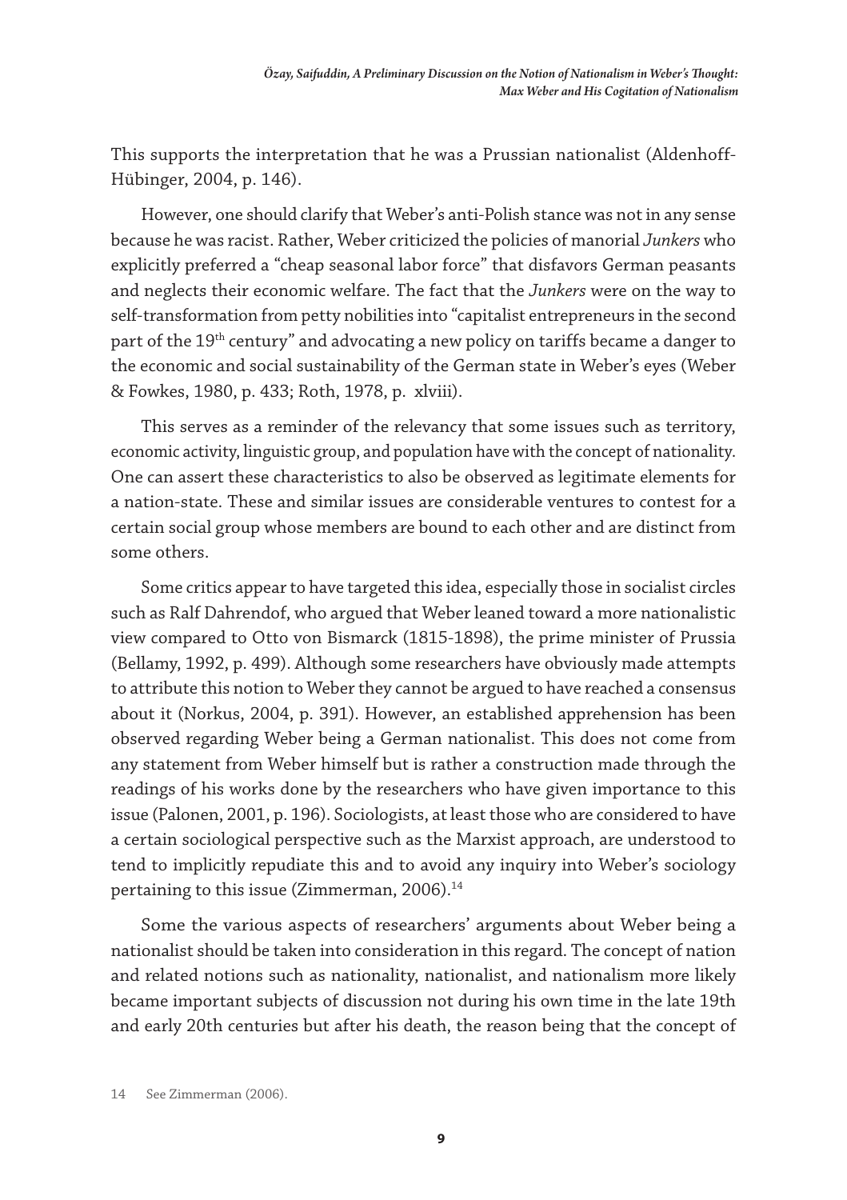This supports the interpretation that he was a Prussian nationalist (Aldenhoff-Hübinger, 2004, p. 146).

However, one should clarify that Weber's anti-Polish stance was not in any sense because he was racist. Rather, Weber criticized the policies of manorial *Junkers* who explicitly preferred a "cheap seasonal labor force" that disfavors German peasants and neglects their economic welfare. The fact that the *Junkers* were on the way to self-transformation from petty nobilities into "capitalist entrepreneurs in the second part of the 19th century" and advocating a new policy on tariffs became a danger to the economic and social sustainability of the German state in Weber's eyes (Weber & Fowkes, 1980, p. 433; Roth, 1978, p. xlviii).

This serves as a reminder of the relevancy that some issues such as territory, economic activity, linguistic group, and population have with the concept of nationality. One can assert these characteristics to also be observed as legitimate elements for a nation-state. These and similar issues are considerable ventures to contest for a certain social group whose members are bound to each other and are distinct from some others.

Some critics appear to have targeted this idea, especially those in socialist circles such as Ralf Dahrendof, who argued that Weber leaned toward a more nationalistic view compared to Otto von Bismarck (1815-1898), the prime minister of Prussia (Bellamy, 1992, p. 499). Although some researchers have obviously made attempts to attribute this notion to Weber they cannot be argued to have reached a consensus about it (Norkus, 2004, p. 391). However, an established apprehension has been observed regarding Weber being a German nationalist. This does not come from any statement from Weber himself but is rather a construction made through the readings of his works done by the researchers who have given importance to this issue (Palonen, 2001, p. 196). Sociologists, at least those who are considered to have a certain sociological perspective such as the Marxist approach, are understood to tend to implicitly repudiate this and to avoid any inquiry into Weber's sociology pertaining to this issue (Zimmerman, 2006).[14]

Some the various aspects of researchers' arguments about Weber being a nationalist should be taken into consideration in this regard. The concept of nation and related notions such as nationality, nationalist, and nationalism more likely became important subjects of discussion not during his own time in the late 19th and early 20th centuries but after his death, the reason being that the concept of

14 See Zimmerman (2006).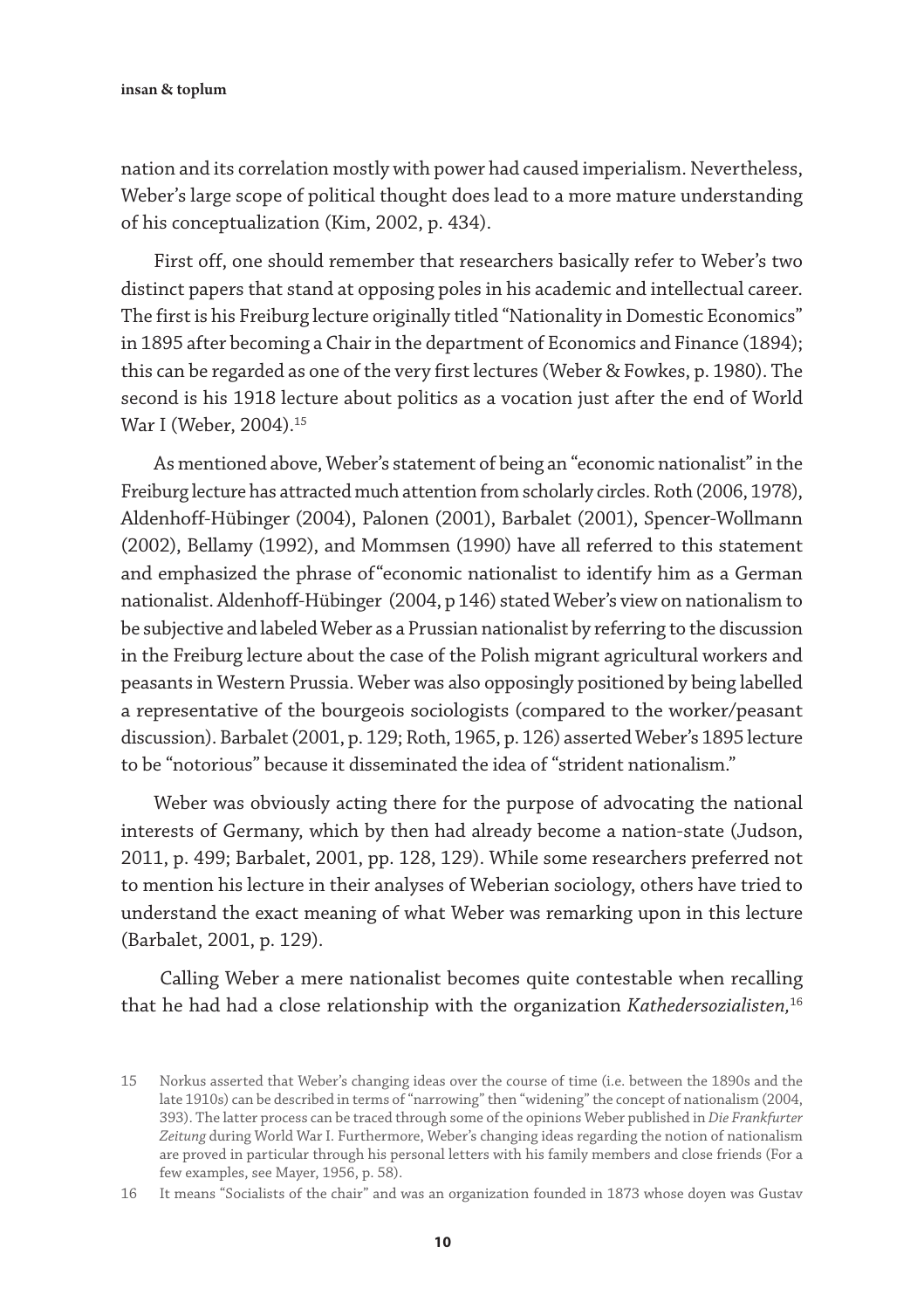nation and its correlation mostly with power had caused imperialism. Nevertheless, Weber's large scope of political thought does lead to a more mature understanding of his conceptualization (Kim, 2002, p. 434).

First off, one should remember that researchers basically refer to Weber's two distinct papers that stand at opposing poles in his academic and intellectual career. The first is his Freiburg lecture originally titled "Nationality in Domestic Economics" in 1895 after becoming a Chair in the department of Economics and Finance (1894); this can be regarded as one of the very first lectures (Weber & Fowkes, p. 1980). The second is his 1918 lecture about politics as a vocation just after the end of World War I (Weber, 2004).[15]

As mentioned above, Weber's statement of being an "economic nationalist" in the Freiburg lecture has attracted much attention from scholarly circles. Roth (2006, 1978), Aldenhoff-Hübinger (2004), Palonen (2001), Barbalet (2001), Spencer-Wollmann (2002), Bellamy (1992), and Mommsen (1990) have all referred to this statement and emphasized the phrase of"economic nationalist to identify him as a German nationalist. Aldenhoff-Hübinger (2004, p 146) stated Weber's view on nationalism to be subjective and labeled Weber as a Prussian nationalist by referring to the discussion in the Freiburg lecture about the case of the Polish migrant agricultural workers and peasants in Western Prussia. Weber was also opposingly positioned by being labelled a representative of the bourgeois sociologists (compared to the worker/peasant discussion). Barbalet (2001, p. 129; Roth, 1965, p. 126) asserted Weber's 1895 lecture to be "notorious" because it disseminated the idea of "strident nationalism."

Weber was obviously acting there for the purpose of advocating the national interests of Germany, which by then had already become a nation-state (Judson, 2011, p. 499; Barbalet, 2001, pp. 128, 129). While some researchers preferred not to mention his lecture in their analyses of Weberian sociology, others have tried to understand the exact meaning of what Weber was remarking upon in this lecture (Barbalet, 2001, p. 129).

Calling Weber a mere nationalist becomes quite contestable when recalling that he had had a close relationship with the organization *Kathedersozialisten,*[16]

15 Norkus asserted that Weber's changing ideas over the course of time (i.e. between the 1890s and the late 1910s) can be described in terms of "narrowing" then "widening" the concept of nationalism (2004, 393). The latter process can be traced through some of the opinions Weber published in *Die Frankfurter Zeitung* during World War I. Furthermore, Weber's changing ideas regarding the notion of nationalism are proved in particular through his personal letters with his family members and close friends (For a few examples, see Mayer, 1956, p. 58).

16 It means "Socialists of the chair" and was an organization founded in 1873 whose doyen was Gustav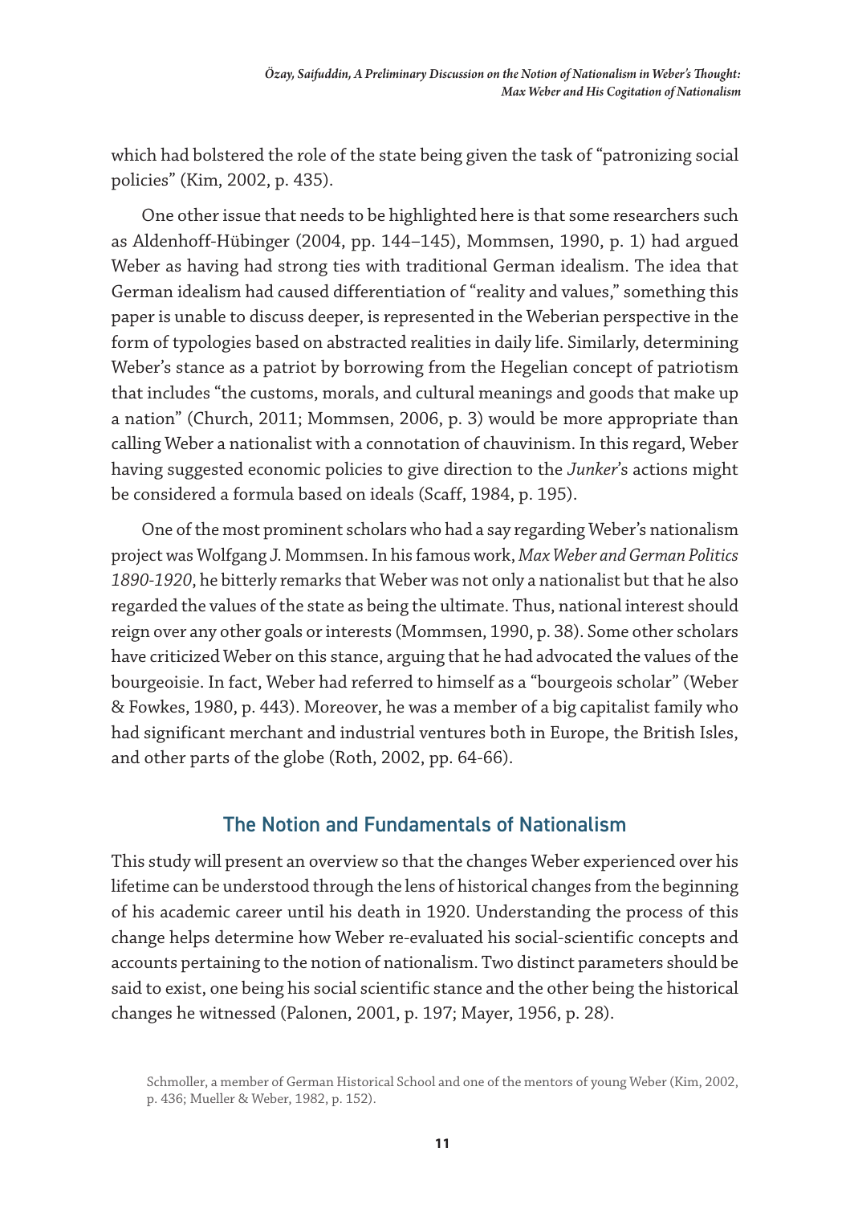which had bolstered the role of the state being given the task of "patronizing social policies" (Kim, 2002, p. 435).

One other issue that needs to be highlighted here is that some researchers such as Aldenhoff-Hübinger (2004, pp. 144–145), Mommsen, 1990, p. 1) had argued Weber as having had strong ties with traditional German idealism. The idea that German idealism had caused differentiation of "reality and values," something this paper is unable to discuss deeper, is represented in the Weberian perspective in the form of typologies based on abstracted realities in daily life. Similarly, determining Weber's stance as a patriot by borrowing from the Hegelian concept of patriotism that includes "the customs, morals, and cultural meanings and goods that make up a nation" (Church, 2011; Mommsen, 2006, p. 3) would be more appropriate than calling Weber a nationalist with a connotation of chauvinism. In this regard, Weber having suggested economic policies to give direction to the *Junker*'s actions might be considered a formula based on ideals (Scaff, 1984, p. 195).

One of the most prominent scholars who had a say regarding Weber's nationalism project was Wolfgang J. Mommsen. In his famous work, *Max Weber and German Politics 1890-1920*, he bitterly remarks that Weber was not only a nationalist but that he also regarded the values of the state as being the ultimate. Thus, national interest should reign over any other goals or interests (Mommsen, 1990, p. 38). Some other scholars have criticized Weber on this stance, arguing that he had advocated the values of the bourgeoisie. In fact, Weber had referred to himself as a "bourgeois scholar" (Weber & Fowkes, 1980, p. 443). Moreover, he was a member of a big capitalist family who had significant merchant and industrial ventures both in Europe, the British Isles, and other parts of the globe (Roth, 2002, pp. 64-66).

## The Notion and Fundamentals of Nationalism

This study will present an overview so that the changes Weber experienced over his lifetime can be understood through the lens of historical changes from the beginning of his academic career until his death in 1920. Understanding the process of this change helps determine how Weber re-evaluated his social-scientific concepts and accounts pertaining to the notion of nationalism. Two distinct parameters should be said to exist, one being his social scientific stance and the other being the historical changes he witnessed (Palonen, 2001, p. 197; Mayer, 1956, p. 28).

Schmoller, a member of German Historical School and one of the mentors of young Weber (Kim, 2002, p. 436; Mueller & Weber, 1982, p. 152).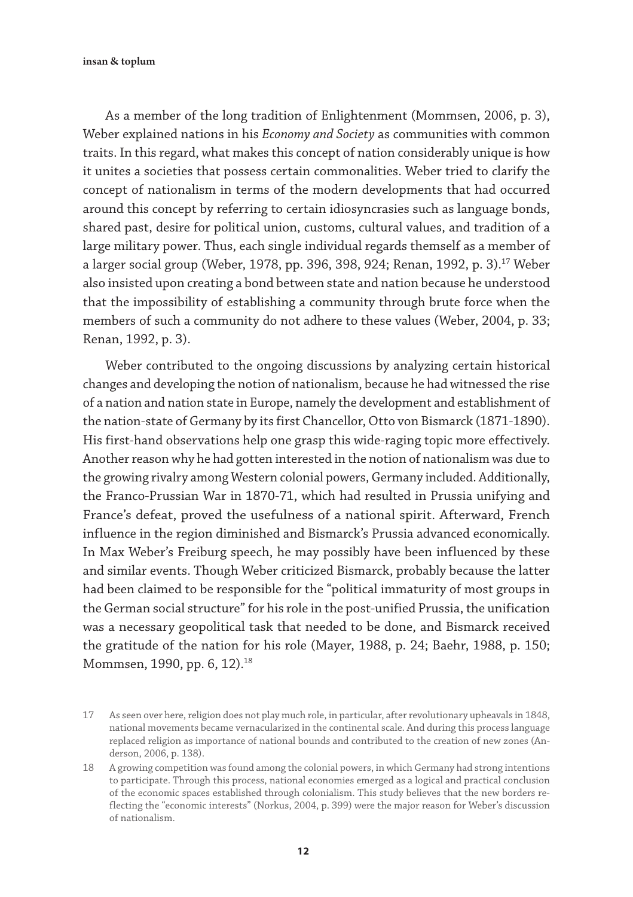As a member of the long tradition of Enlightenment (Mommsen, 2006, p. 3), Weber explained nations in his *Economy and Society* as communities with common traits. In this regard, what makes this concept of nation considerably unique is how it unites a societies that possess certain commonalities. Weber tried to clarify the concept of nationalism in terms of the modern developments that had occurred around this concept by referring to certain idiosyncrasies such as language bonds, shared past, desire for political union, customs, cultural values, and tradition of a large military power. Thus, each single individual regards themself as a member of a larger social group (Weber, 1978, pp. 396, 398, 924; Renan, 1992, p. 3).[17] Weber also insisted upon creating a bond between state and nation because he understood that the impossibility of establishing a community through brute force when the members of such a community do not adhere to these values (Weber, 2004, p. 33; Renan, 1992, p. 3).

Weber contributed to the ongoing discussions by analyzing certain historical changes and developing the notion of nationalism, because he had witnessed the rise of a nation and nation state in Europe, namely the development and establishment of the nation-state of Germany by its first Chancellor, Otto von Bismarck (1871-1890). His first-hand observations help one grasp this wide-raging topic more effectively. Another reason why he had gotten interested in the notion of nationalism was due to the growing rivalry among Western colonial powers, Germany included. Additionally, the Franco-Prussian War in 1870-71, which had resulted in Prussia unifying and France's defeat, proved the usefulness of a national spirit. Afterward, French influence in the region diminished and Bismarck's Prussia advanced economically. In Max Weber's Freiburg speech, he may possibly have been influenced by these and similar events. Though Weber criticized Bismarck, probably because the latter had been claimed to be responsible for the "political immaturity of most groups in the German social structure" for his role in the post-unified Prussia, the unification was a necessary geopolitical task that needed to be done, and Bismarck received the gratitude of the nation for his role (Mayer, 1988, p. 24; Baehr, 1988, p. 150; Mommsen, 1990, pp. 6, 12).[18]

17 As seen over here, religion does not play much role, in particular, after revolutionary upheavals in 1848, national movements became vernacularized in the continental scale. And during this process language replaced religion as importance of national bounds and contributed to the creation of new zones (Anderson, 2006, p. 138).

18 A growing competition was found among the colonial powers, in which Germany had strong intentions to participate. Through this process, national economies emerged as a logical and practical conclusion of the economic spaces established through colonialism. This study believes that the new borders reflecting the "economic interests" (Norkus, 2004, p. 399) were the major reason for Weber's discussion of nationalism.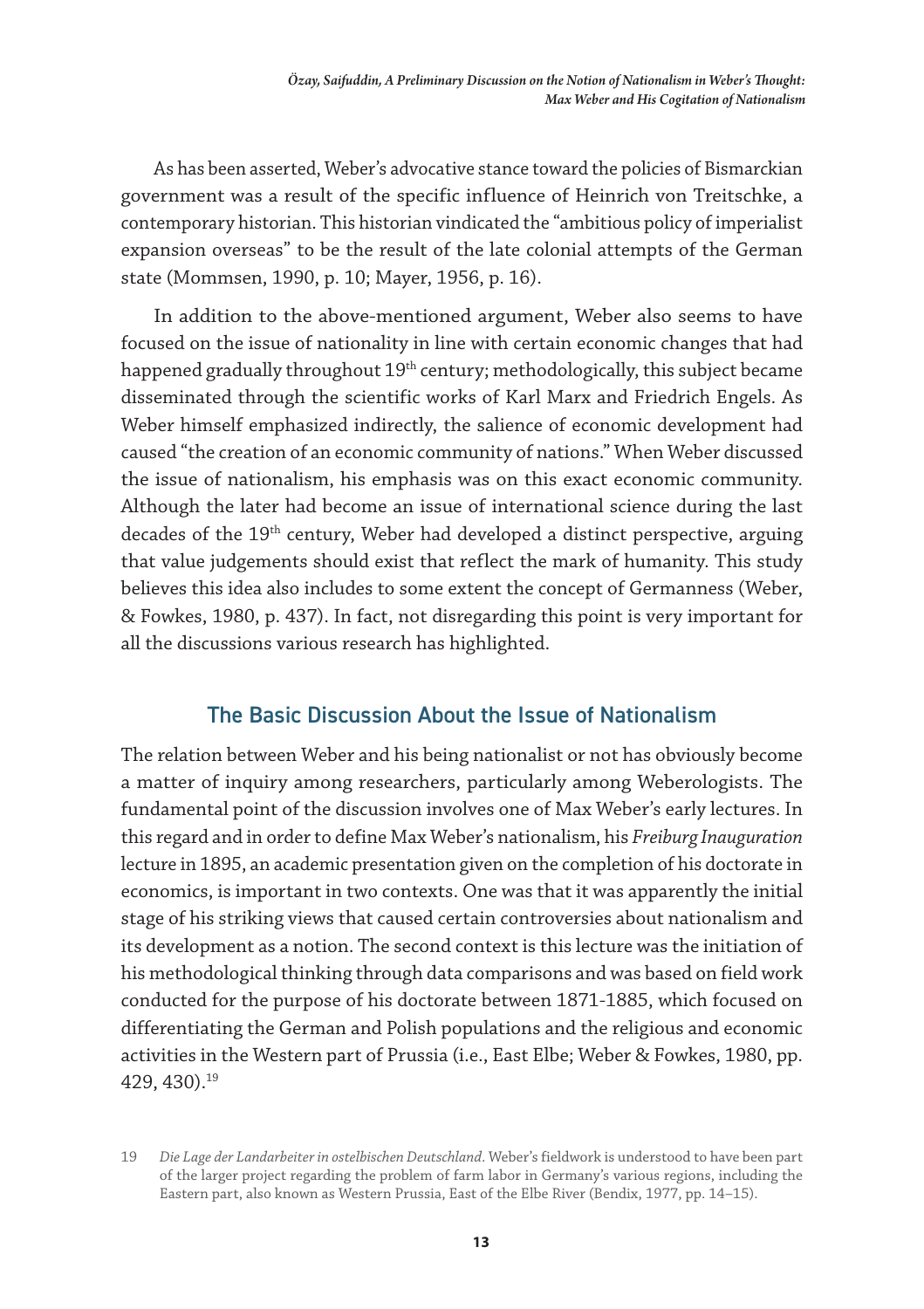As has been asserted, Weber's advocative stance toward the policies of Bismarckian government was a result of the specific influence of Heinrich von Treitschke, a contemporary historian. This historian vindicated the "ambitious policy of imperialist expansion overseas" to be the result of the late colonial attempts of the German state (Mommsen, 1990, p. 10; Mayer, 1956, p. 16).

In addition to the above-mentioned argument, Weber also seems to have focused on the issue of nationality in line with certain economic changes that had happened gradually throughout 19th century; methodologically, this subject became disseminated through the scientific works of Karl Marx and Friedrich Engels. As Weber himself emphasized indirectly, the salience of economic development had caused "the creation of an economic community of nations." When Weber discussed the issue of nationalism, his emphasis was on this exact economic community. Although the later had become an issue of international science during the last decades of the 19th century, Weber had developed a distinct perspective, arguing that value judgements should exist that reflect the mark of humanity. This study believes this idea also includes to some extent the concept of Germanness (Weber, & Fowkes, 1980, p. 437). In fact, not disregarding this point is very important for all the discussions various research has highlighted.

## The Basic Discussion About the Issue of Nationalism

The relation between Weber and his being nationalist or not has obviously become a matter of inquiry among researchers, particularly among Weberologists. The fundamental point of the discussion involves one of Max Weber's early lectures. In this regard and in order to define Max Weber's nationalism, his *Freiburg Inauguration* lecture in 1895, an academic presentation given on the completion of his doctorate in economics, is important in two contexts. One was that it was apparently the initial stage of his striking views that caused certain controversies about nationalism and its development as a notion. The second context is this lecture was the initiation of his methodological thinking through data comparisons and was based on field work conducted for the purpose of his doctorate between 1871-1885, which focused on differentiating the German and Polish populations and the religious and economic activities in the Western part of Prussia (i.e., East Elbe; Weber & Fowkes, 1980, pp. 429, 430).[19]

[19] *Die Lage der Landarbeiter in ostelbischen Deutschland*. Weber's fieldwork is understood to have been part of the larger project regarding the problem of farm labor in Germany's various regions, including the Eastern part, also known as Western Prussia, East of the Elbe River (Bendix, 1977, pp. 14–15).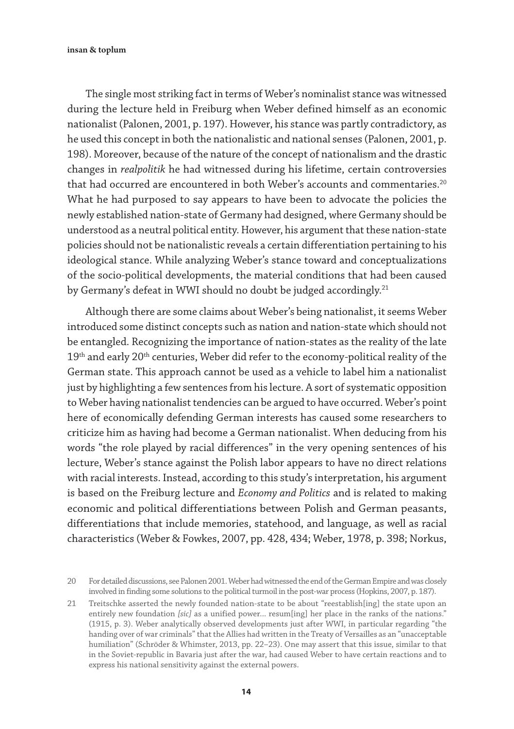The single most striking fact in terms of Weber's nominalist stance was witnessed during the lecture held in Freiburg when Weber defined himself as an economic nationalist (Palonen, 2001, p. 197). However, his stance was partly contradictory, as he used this concept in both the nationalistic and national senses (Palonen, 2001, p. 198). Moreover, because of the nature of the concept of nationalism and the drastic changes in *realpolitik* he had witnessed during his lifetime, certain controversies that had occurred are encountered in both Weber's accounts and commentaries.[20] What he had purposed to say appears to have been to advocate the policies the newly established nation-state of Germany had designed, where Germany should be understood as a neutral political entity. However, his argument that these nation-state policies should not be nationalistic reveals a certain differentiation pertaining to his ideological stance. While analyzing Weber's stance toward and conceptualizations of the socio-political developments, the material conditions that had been caused by Germany's defeat in WWI should no doubt be judged accordingly.[21]

Although there are some claims about Weber's being nationalist, it seems Weber introduced some distinct concepts such as nation and nation-state which should not be entangled. Recognizing the importance of nation-states as the reality of the late 19th and early 20th centuries, Weber did refer to the economy-political reality of the German state. This approach cannot be used as a vehicle to label him a nationalist just by highlighting a few sentences from his lecture. A sort of systematic opposition to Weber having nationalist tendencies can be argued to have occurred. Weber's point here of economically defending German interests has caused some researchers to criticize him as having had become a German nationalist. When deducing from his words "the role played by racial differences" in the very opening sentences of his lecture, Weber's stance against the Polish labor appears to have no direct relations with racial interests. Instead, according to this study's interpretation, his argument is based on the Freiburg lecture and *Economy and Politics* and is related to making economic and political differentiations between Polish and German peasants, differentiations that include memories, statehood, and language, as well as racial characteristics (Weber & Fowkes, 2007, pp. 428, 434; Weber, 1978, p. 398; Norkus,

20 For detailed discussions, see Palonen 2001. Weber had witnessed the end of the German Empire and was closely involved in finding some solutions to the political turmoil in the post-war process (Hopkins, 2007, p. 187).

21 Treitschke asserted the newly founded nation-state to be about "reestablish[ing] the state upon an entirely new foundation *[sic]* as a unified power... resum[ing] her place in the ranks of the nations." (1915, p. 3). Weber analytically observed developments just after WWI, in particular regarding "the handing over of war criminals" that the Allies had written in the Treaty of Versailles as an "unacceptable humiliation" (Schröder & Whimster, 2013, pp. 22–23). One may assert that this issue, similar to that in the Soviet-republic in Bavaria just after the war, had caused Weber to have certain reactions and to express his national sensitivity against the external powers.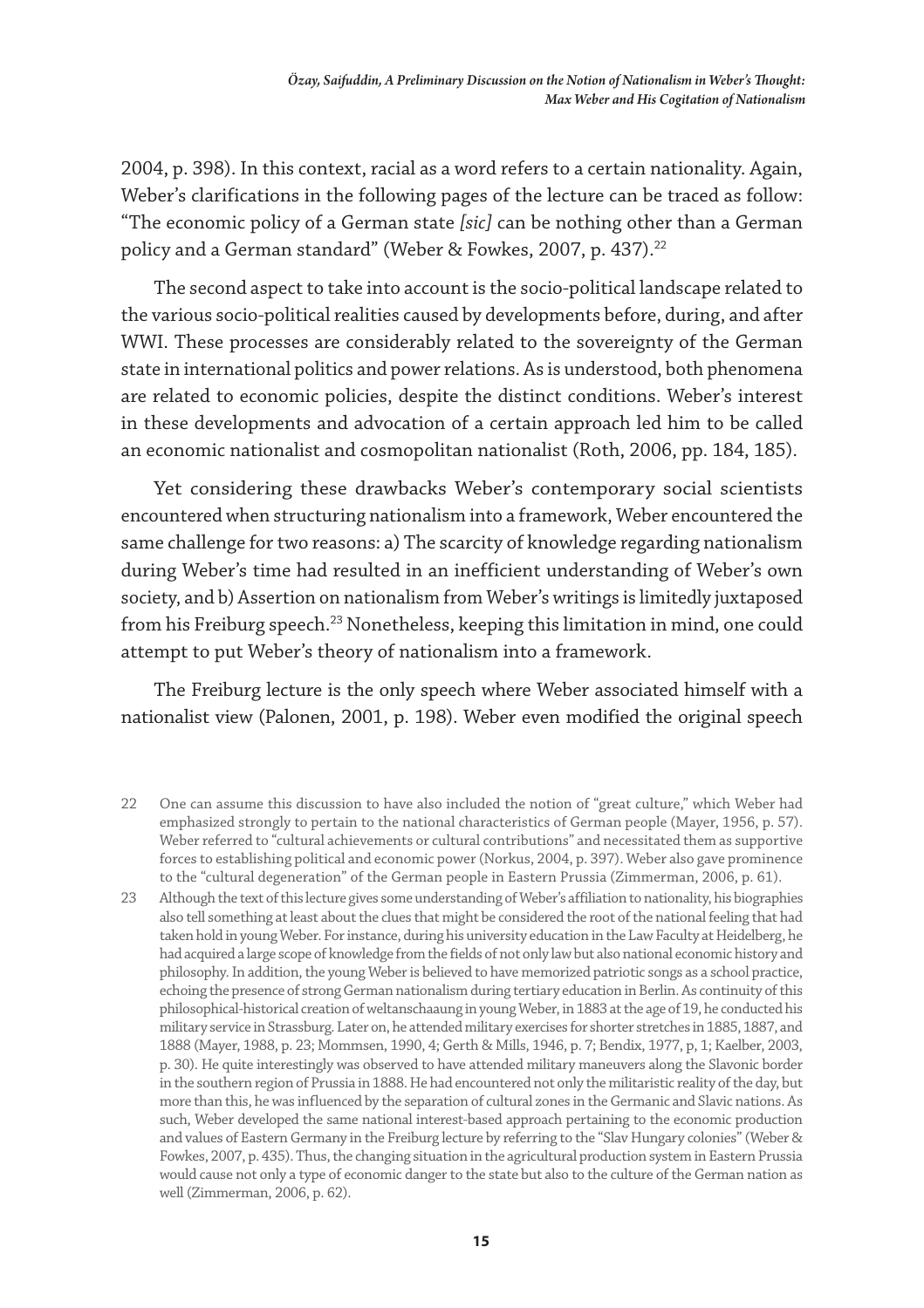2004, p. 398). In this context, racial as a word refers to a certain nationality. Again, Weber's clarifications in the following pages of the lecture can be traced as follow: "The economic policy of a German state *[sic]* can be nothing other than a German policy and a German standard" (Weber & Fowkes, 2007, p. 437).[22]

The second aspect to take into account is the socio-political landscape related to the various socio-political realities caused by developments before, during, and after WWI. These processes are considerably related to the sovereignty of the German state in international politics and power relations. As is understood, both phenomena are related to economic policies, despite the distinct conditions. Weber's interest in these developments and advocation of a certain approach led him to be called an economic nationalist and cosmopolitan nationalist (Roth, 2006, pp. 184, 185).

Yet considering these drawbacks Weber's contemporary social scientists encountered when structuring nationalism into a framework, Weber encountered the same challenge for two reasons: a) The scarcity of knowledge regarding nationalism during Weber's time had resulted in an inefficient understanding of Weber's own society, and b) Assertion on nationalism from Weber's writings is limitedly juxtaposed from his Freiburg speech.[23] Nonetheless, keeping this limitation in mind, one could attempt to put Weber's theory of nationalism into a framework.

The Freiburg lecture is the only speech where Weber associated himself with a nationalist view (Palonen, 2001, p. 198). Weber even modified the original speech

---

22 One can assume this discussion to have also included the notion of "great culture," which Weber had emphasized strongly to pertain to the national characteristics of German people (Mayer, 1956, p. 57). Weber referred to "cultural achievements or cultural contributions" and necessitated them as supportive forces to establishing political and economic power (Norkus, 2004, p. 397). Weber also gave prominence to the "cultural degeneration" of the German people in Eastern Prussia (Zimmerman, 2006, p. 61).

23 Although the text of this lecture gives some understanding of Weber's affiliation to nationality, his biographies also tell something at least about the clues that might be considered the root of the national feeling that had taken hold in young Weber. For instance, during his university education in the Law Faculty at Heidelberg, he had acquired a large scope of knowledge from the fields of not only law but also national economic history and philosophy. In addition, the young Weber is believed to have memorized patriotic songs as a school practice, echoing the presence of strong German nationalism during tertiary education in Berlin. As continuity of this philosophical-historical creation of weltanschaaung in young Weber, in 1883 at the age of 19, he conducted his military service in Strassburg. Later on, he attended military exercises for shorter stretches in 1885, 1887, and 1888 (Mayer, 1988, p. 23; Mommsen, 1990, 4; Gerth & Mills, 1946, p. 7; Bendix, 1977, p, 1; Kaelber, 2003, p. 30). He quite interestingly was observed to have attended military maneuvers along the Slavonic border in the southern region of Prussia in 1888. He had encountered not only the militaristic reality of the day, but more than this, he was influenced by the separation of cultural zones in the Germanic and Slavic nations. As such, Weber developed the same national interest-based approach pertaining to the economic production and values of Eastern Germany in the Freiburg lecture by referring to the "Slav Hungary colonies" (Weber & Fowkes, 2007, p. 435). Thus, the changing situation in the agricultural production system in Eastern Prussia would cause not only a type of economic danger to the state but also to the culture of the German nation as well (Zimmerman, 2006, p. 62).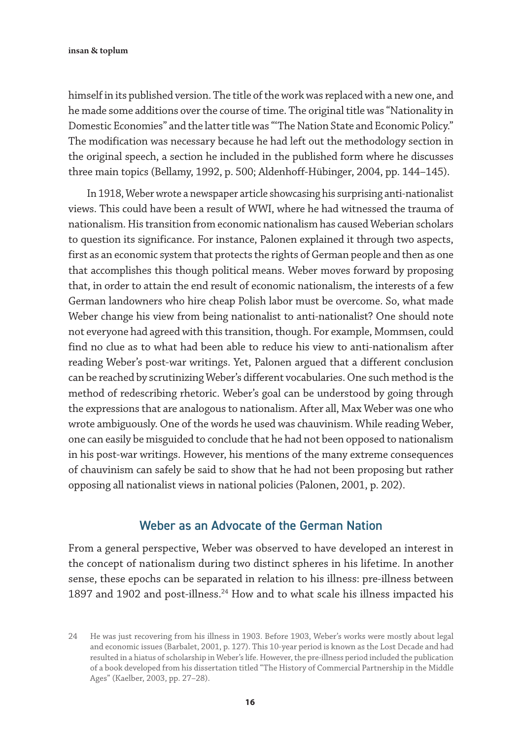himself in its published version. The title of the work was replaced with a new one, and he made some additions over the course of time. The original title was "Nationality in Domestic Economies" and the latter title was "'The Nation State and Economic Policy." The modification was necessary because he had left out the methodology section in the original speech, a section he included in the published form where he discusses three main topics (Bellamy, 1992, p. 500; Aldenhoff-Hübinger, 2004, pp. 144–145).

In 1918, Weber wrote a newspaper article showcasing his surprising anti-nationalist views. This could have been a result of WWI, where he had witnessed the trauma of nationalism. His transition from economic nationalism has caused Weberian scholars to question its significance. For instance, Palonen explained it through two aspects, first as an economic system that protects the rights of German people and then as one that accomplishes this though political means. Weber moves forward by proposing that, in order to attain the end result of economic nationalism, the interests of a few German landowners who hire cheap Polish labor must be overcome. So, what made Weber change his view from being nationalist to anti-nationalist? One should note not everyone had agreed with this transition, though. For example, Mommsen, could find no clue as to what had been able to reduce his view to anti-nationalism after reading Weber's post-war writings. Yet, Palonen argued that a different conclusion can be reached by scrutinizing Weber's different vocabularies. One such method is the method of redescribing rhetoric. Weber's goal can be understood by going through the expressions that are analogous to nationalism. After all, Max Weber was one who wrote ambiguously. One of the words he used was chauvinism. While reading Weber, one can easily be misguided to conclude that he had not been opposed to nationalism in his post-war writings. However, his mentions of the many extreme consequences of chauvinism can safely be said to show that he had not been proposing but rather opposing all nationalist views in national policies (Palonen, 2001, p. 202).

## Weber as an Advocate of the German Nation

From a general perspective, Weber was observed to have developed an interest in the concept of nationalism during two distinct spheres in his lifetime. In another sense, these epochs can be separated in relation to his illness: pre-illness between 1897 and 1902 and post-illness.[24] How and to what scale his illness impacted his

24 He was just recovering from his illness in 1903. Before 1903, Weber's works were mostly about legal and economic issues (Barbalet, 2001, p. 127). This 10-year period is known as the Lost Decade and had resulted in a hiatus of scholarship in Weber's life. However, the pre-illness period included the publication of a book developed from his dissertation titled "The History of Commercial Partnership in the Middle Ages" (Kaelber, 2003, pp. 27–28).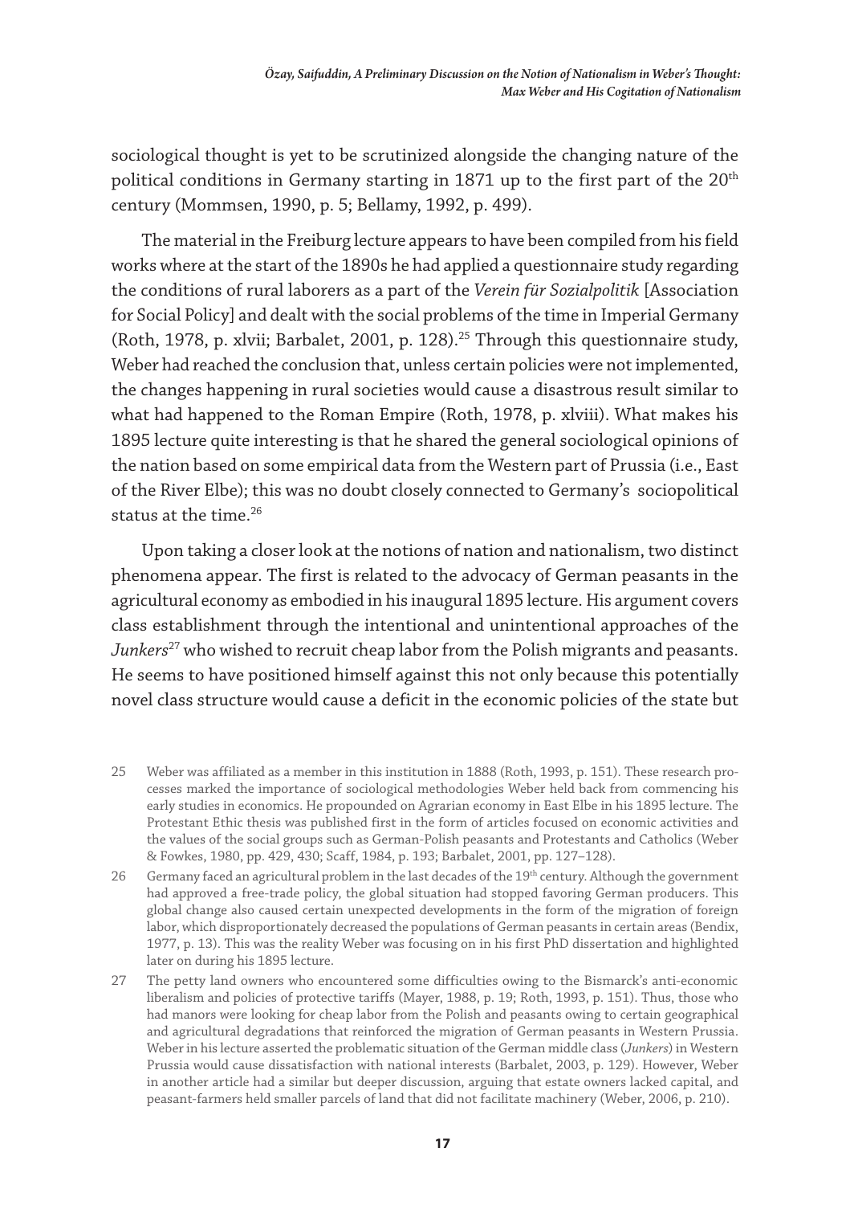sociological thought is yet to be scrutinized alongside the changing nature of the political conditions in Germany starting in 1871 up to the first part of the 20th century (Mommsen, 1990, p. 5; Bellamy, 1992, p. 499).

The material in the Freiburg lecture appears to have been compiled from his field works where at the start of the 1890s he had applied a questionnaire study regarding the conditions of rural laborers as a part of the *Verein für Sozialpolitik* [Association for Social Policy] and dealt with the social problems of the time in Imperial Germany (Roth, 1978, p. xlvii; Barbalet, 2001, p. 128).[25] Through this questionnaire study, Weber had reached the conclusion that, unless certain policies were not implemented, the changes happening in rural societies would cause a disastrous result similar to what had happened to the Roman Empire (Roth, 1978, p. xlviii). What makes his 1895 lecture quite interesting is that he shared the general sociological opinions of the nation based on some empirical data from the Western part of Prussia (i.e., East of the River Elbe); this was no doubt closely connected to Germany's sociopolitical status at the time.[26]

Upon taking a closer look at the notions of nation and nationalism, two distinct phenomena appear. The first is related to the advocacy of German peasants in the agricultural economy as embodied in his inaugural 1895 lecture. His argument covers class establishment through the intentional and unintentional approaches of the *Junkers*[27] who wished to recruit cheap labor from the Polish migrants and peasants. He seems to have positioned himself against this not only because this potentially novel class structure would cause a deficit in the economic policies of the state but

25 Weber was affiliated as a member in this institution in 1888 (Roth, 1993, p. 151). These research processes marked the importance of sociological methodologies Weber held back from commencing his early studies in economics. He propounded on Agrarian economy in East Elbe in his 1895 lecture. The Protestant Ethic thesis was published first in the form of articles focused on economic activities and the values of the social groups such as German-Polish peasants and Protestants and Catholics (Weber & Fowkes, 1980, pp. 429, 430; Scaff, 1984, p. 193; Barbalet, 2001, pp. 127–128).

26 Germany faced an agricultural problem in the last decades of the 19th century. Although the government had approved a free-trade policy, the global situation had stopped favoring German producers. This global change also caused certain unexpected developments in the form of the migration of foreign labor, which disproportionately decreased the populations of German peasants in certain areas (Bendix, 1977, p. 13). This was the reality Weber was focusing on in his first PhD dissertation and highlighted later on during his 1895 lecture.

27 The petty land owners who encountered some difficulties owing to the Bismarck's anti-economic liberalism and policies of protective tariffs (Mayer, 1988, p. 19; Roth, 1993, p. 151). Thus, those who had manors were looking for cheap labor from the Polish and peasants owing to certain geographical and agricultural degradations that reinforced the migration of German peasants in Western Prussia. Weber in his lecture asserted the problematic situation of the German middle class (*Junkers*) in Western Prussia would cause dissatisfaction with national interests (Barbalet, 2003, p. 129). However, Weber in another article had a similar but deeper discussion, arguing that estate owners lacked capital, and peasant-farmers held smaller parcels of land that did not facilitate machinery (Weber, 2006, p. 210).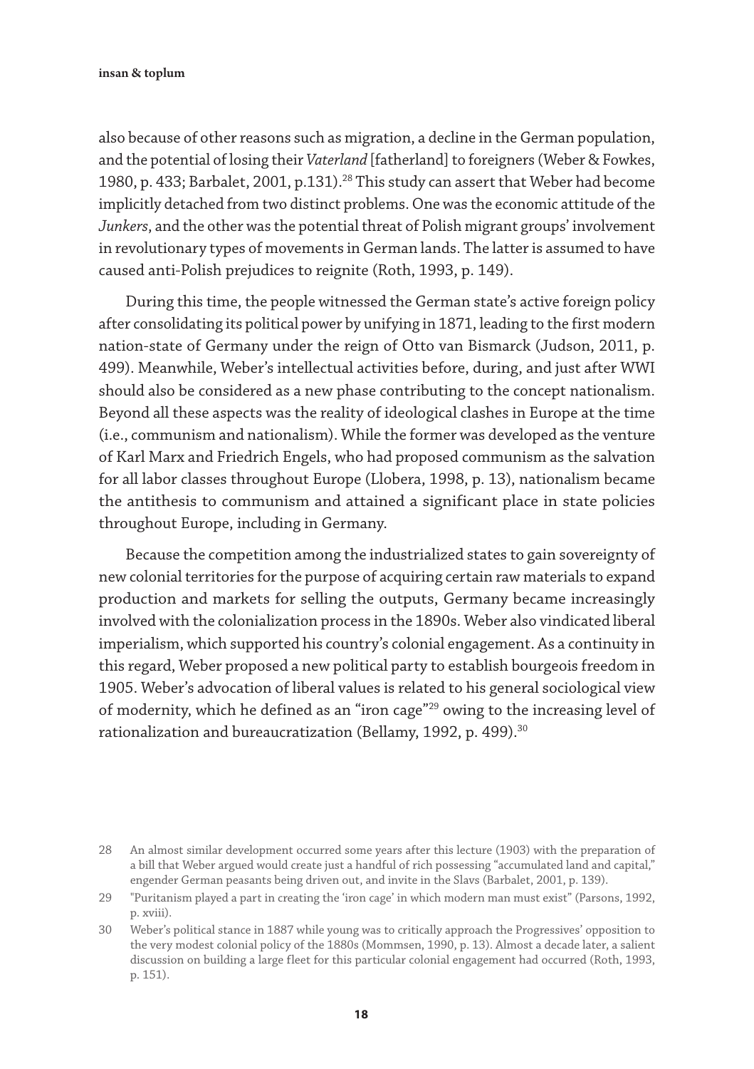also because of other reasons such as migration, a decline in the German population, and the potential of losing their *Vaterland* [fatherland] to foreigners (Weber & Fowkes, 1980, p. 433; Barbalet, 2001, p.131).[28] This study can assert that Weber had become implicitly detached from two distinct problems. One was the economic attitude of the *Junkers*, and the other was the potential threat of Polish migrant groups' involvement in revolutionary types of movements in German lands. The latter is assumed to have caused anti-Polish prejudices to reignite (Roth, 1993, p. 149).

During this time, the people witnessed the German state's active foreign policy after consolidating its political power by unifying in 1871, leading to the first modern nation-state of Germany under the reign of Otto van Bismarck (Judson, 2011, p. 499). Meanwhile, Weber's intellectual activities before, during, and just after WWI should also be considered as a new phase contributing to the concept nationalism. Beyond all these aspects was the reality of ideological clashes in Europe at the time (i.e., communism and nationalism). While the former was developed as the venture of Karl Marx and Friedrich Engels, who had proposed communism as the salvation for all labor classes throughout Europe (Llobera, 1998, p. 13), nationalism became the antithesis to communism and attained a significant place in state policies throughout Europe, including in Germany.

Because the competition among the industrialized states to gain sovereignty of new colonial territories for the purpose of acquiring certain raw materials to expand production and markets for selling the outputs, Germany became increasingly involved with the colonialization process in the 1890s. Weber also vindicated liberal imperialism, which supported his country's colonial engagement. As a continuity in this regard, Weber proposed a new political party to establish bourgeois freedom in 1905. Weber's advocation of liberal values is related to his general sociological view of modernity, which he defined as an "iron cage"[29] owing to the increasing level of rationalization and bureaucratization (Bellamy, 1992, p. 499).[30]

---

28 An almost similar development occurred some years after this lecture (1903) with the preparation of a bill that Weber argued would create just a handful of rich possessing "accumulated land and capital," engender German peasants being driven out, and invite in the Slavs (Barbalet, 2001, p. 139).

29 "Puritanism played a part in creating the 'iron cage' in which modern man must exist" (Parsons, 1992, p. xviii).

30 Weber's political stance in 1887 while young was to critically approach the Progressives' opposition to the very modest colonial policy of the 1880s (Mommsen, 1990, p. 13). Almost a decade later, a salient discussion on building a large fleet for this particular colonial engagement had occurred (Roth, 1993, p. 151).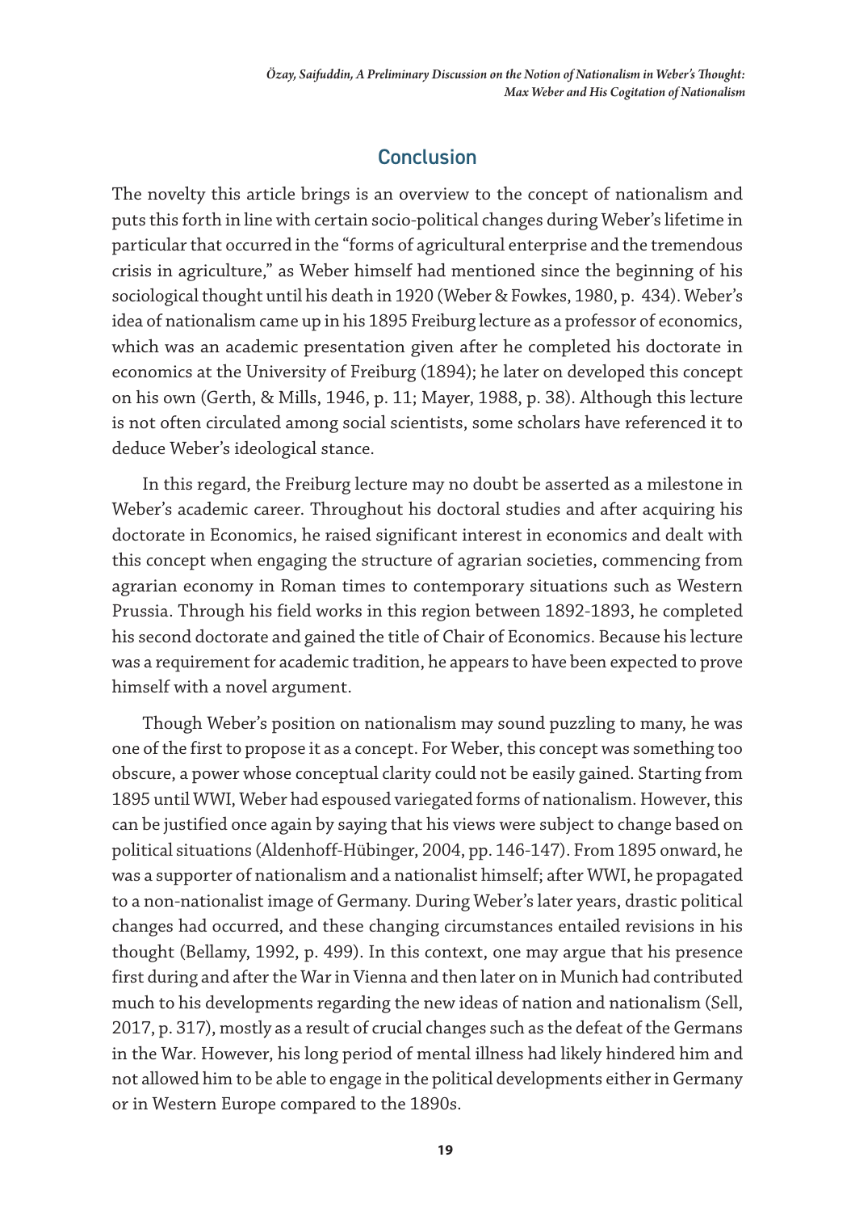## Conclusion

The novelty this article brings is an overview to the concept of nationalism and puts this forth in line with certain socio-political changes during Weber's lifetime in particular that occurred in the "forms of agricultural enterprise and the tremendous crisis in agriculture," as Weber himself had mentioned since the beginning of his sociological thought until his death in 1920 (Weber & Fowkes, 1980, p. 434). Weber's idea of nationalism came up in his 1895 Freiburg lecture as a professor of economics, which was an academic presentation given after he completed his doctorate in economics at the University of Freiburg (1894); he later on developed this concept on his own (Gerth, & Mills, 1946, p. 11; Mayer, 1988, p. 38). Although this lecture is not often circulated among social scientists, some scholars have referenced it to deduce Weber's ideological stance.

In this regard, the Freiburg lecture may no doubt be asserted as a milestone in Weber's academic career. Throughout his doctoral studies and after acquiring his doctorate in Economics, he raised significant interest in economics and dealt with this concept when engaging the structure of agrarian societies, commencing from agrarian economy in Roman times to contemporary situations such as Western Prussia. Through his field works in this region between 1892-1893, he completed his second doctorate and gained the title of Chair of Economics. Because his lecture was a requirement for academic tradition, he appears to have been expected to prove himself with a novel argument.

Though Weber's position on nationalism may sound puzzling to many, he was one of the first to propose it as a concept. For Weber, this concept was something too obscure, a power whose conceptual clarity could not be easily gained. Starting from 1895 until WWI, Weber had espoused variegated forms of nationalism. However, this can be justified once again by saying that his views were subject to change based on political situations (Aldenhoff-Hübinger, 2004, pp. 146-147). From 1895 onward, he was a supporter of nationalism and a nationalist himself; after WWI, he propagated to a non-nationalist image of Germany. During Weber's later years, drastic political changes had occurred, and these changing circumstances entailed revisions in his thought (Bellamy, 1992, p. 499). In this context, one may argue that his presence first during and after the War in Vienna and then later on in Munich had contributed much to his developments regarding the new ideas of nation and nationalism (Sell, 2017, p. 317), mostly as a result of crucial changes such as the defeat of the Germans in the War. However, his long period of mental illness had likely hindered him and not allowed him to be able to engage in the political developments either in Germany or in Western Europe compared to the 1890s.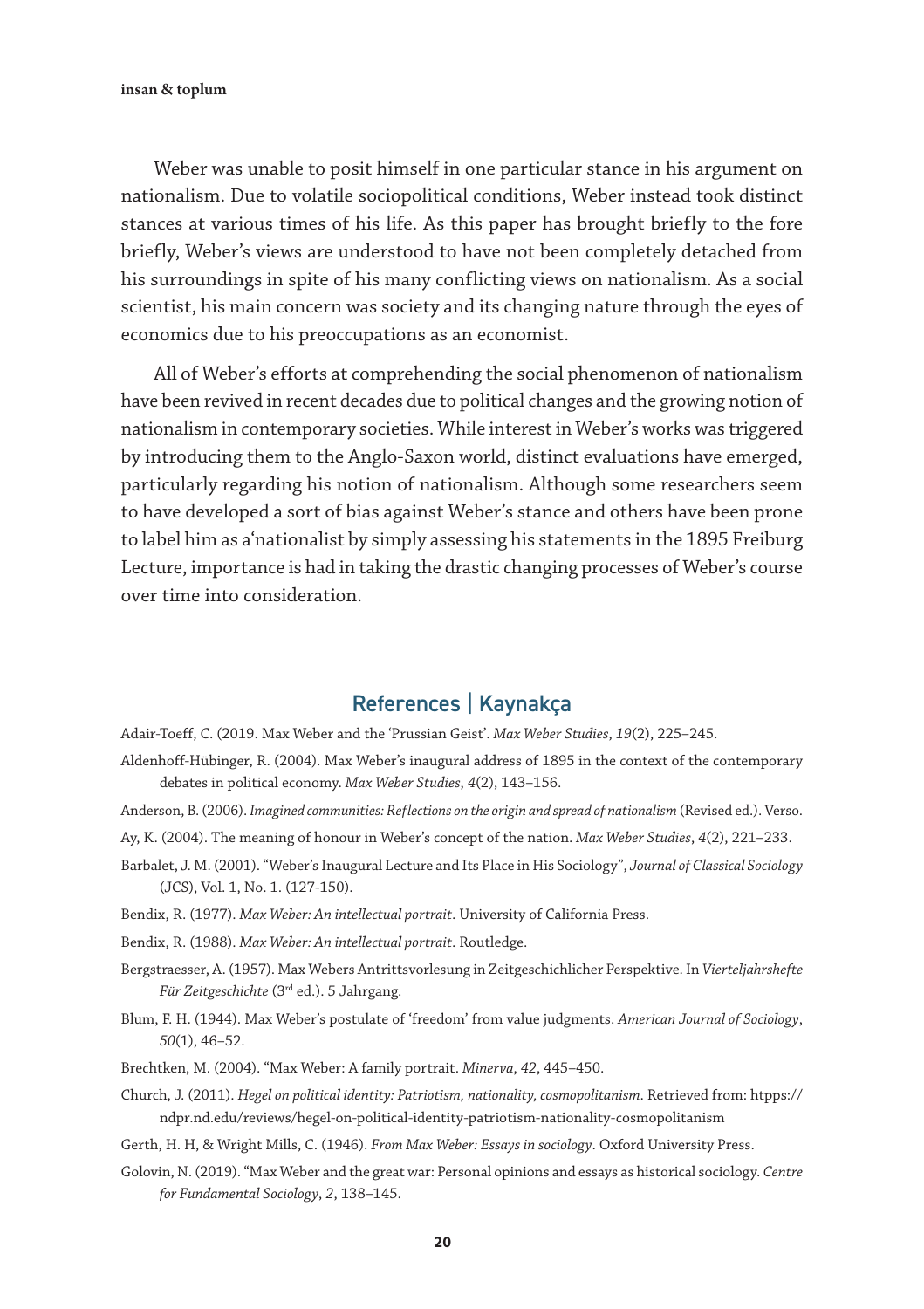Weber was unable to posit himself in one particular stance in his argument on nationalism. Due to volatile sociopolitical conditions, Weber instead took distinct stances at various times of his life. As this paper has brought briefly to the fore briefly, Weber's views are understood to have not been completely detached from his surroundings in spite of his many conflicting views on nationalism. As a social scientist, his main concern was society and its changing nature through the eyes of economics due to his preoccupations as an economist.

All of Weber's efforts at comprehending the social phenomenon of nationalism have been revived in recent decades due to political changes and the growing notion of nationalism in contemporary societies. While interest in Weber's works was triggered by introducing them to the Anglo-Saxon world, distinct evaluations have emerged, particularly regarding his notion of nationalism. Although some researchers seem to have developed a sort of bias against Weber's stance and others have been prone to label him as a'nationalist by simply assessing his statements in the 1895 Freiburg Lecture, importance is had in taking the drastic changing processes of Weber's course over time into consideration.

## References | Kaynakça

Adair-Toeff, C. (2019). Max Weber and the 'Prussian Geist'. *Max Weber Studies*, *19*(2), 225–245.

Aldenhoff-Hübinger, R. (2004). Max Weber's inaugural address of 1895 in the context of the contemporary debates in political economy. *Max Weber Studies*, *4*(2), 143–156.

Anderson, B. (2006). *Imagined communities: Reflections on the origin and spread of nationalism* (Revised ed.). Verso.

Ay, K. (2004). The meaning of honour in Weber's concept of the nation. *Max Weber Studies*, *4*(2), 221–233.

Barbalet, J. M. (2001). "Weber's Inaugural Lecture and Its Place in His Sociology", *Journal of Classical Sociology* (JCS), Vol. 1, No. 1. (127-150).

Bendix, R. (1977). *Max Weber: An intellectual portrait*. University of California Press.

Bendix, R. (1988). *Max Weber: An intellectual portrait*. Routledge.

Bergstraesser, A. (1957). Max Webers Antrittsvorlesung in Zeitgeschichlicher Perspektive. In *Vierteljahrshefte Für Zeitgeschichte* (3rd ed.). 5 Jahrgang.

Blum, F. H. (1944). Max Weber's postulate of 'freedom' from value judgments. *American Journal of Sociology*, *50*(1), 46–52.

Brechtken, M. (2004). "Max Weber: A family portrait. *Minerva*, *42*, 445–450.

Church, J. (2011). *Hegel on political identity: Patriotism, nationality, cosmopolitanism*. Retrieved from: htpps://ndpr.nd.edu/reviews/hegel-on-political-identity-patriotism-nationality-cosmopolitanism

Gerth, H. H, & Wright Mills, C. (1946). *From Max Weber: Essays in sociology*. Oxford University Press.

Golovin, N. (2019). "Max Weber and the great war: Personal opinions and essays as historical sociology. *Centre for Fundamental Sociology*, *2*, 138–145.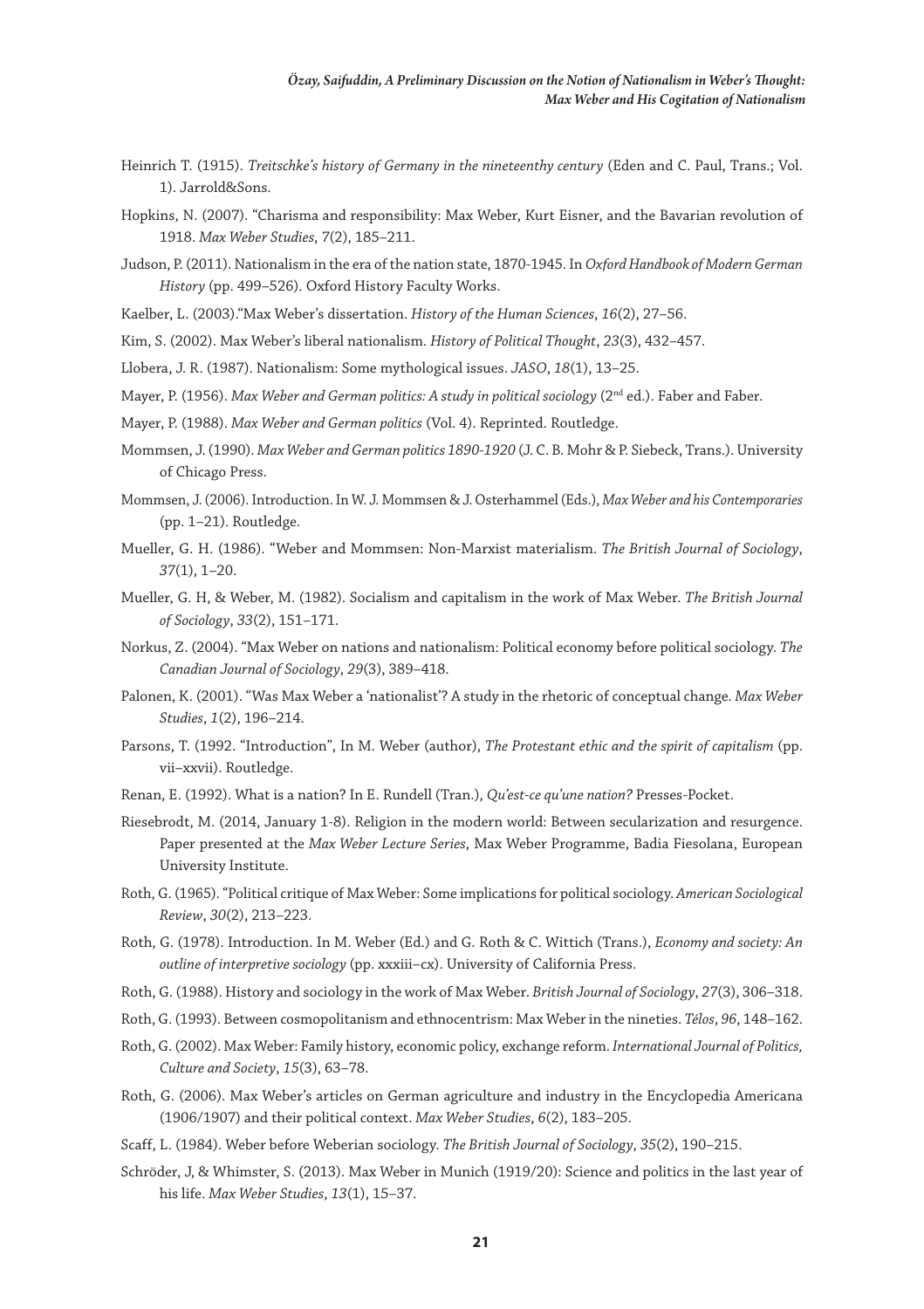Heinrich T. (1915). *Treitschke's history of Germany in the nineteenthy century* (Eden and C. Paul, Trans.; Vol. 1). Jarrold&Sons.

Hopkins, N. (2007). "Charisma and responsibility: Max Weber, Kurt Eisner, and the Bavarian revolution of 1918. *Max Weber Studies*, *7*(2), 185–211.

Judson, P. (2011). Nationalism in the era of the nation state, 1870-1945. In *Oxford Handbook of Modern German History* (pp. 499–526). Oxford History Faculty Works.

Kaelber, L. (2003)."Max Weber's dissertation. *History of the Human Sciences*, *16*(2), 27–56.

Kim, S. (2002). Max Weber's liberal nationalism. *History of Political Thought*, *23*(3), 432–457.

Llobera, J. R. (1987). Nationalism: Some mythological issues. *JASO*, *18*(1), 13–25.

Mayer, P. (1956). *Max Weber and German politics: A study in political sociology* (2nd ed.). Faber and Faber.

Mayer, P. (1988). *Max Weber and German politics* (Vol. 4). Reprinted. Routledge.

Mommsen, J. (1990). *Max Weber and German politics 1890-1920* (J. C. B. Mohr & P. Siebeck, Trans.). University of Chicago Press.

Mommsen, J. (2006). Introduction. In W. J. Mommsen & J. Osterhammel (Eds.), *Max Weber and his Contemporaries* (pp. 1–21). Routledge.

Mueller, G. H. (1986). "Weber and Mommsen: Non-Marxist materialism. *The British Journal of Sociology*, *37*(1), 1–20.

Mueller, G. H, & Weber, M. (1982). Socialism and capitalism in the work of Max Weber. *The British Journal of Sociology*, *33*(2), 151–171.

Norkus, Z. (2004). "Max Weber on nations and nationalism: Political economy before political sociology. *The Canadian Journal of Sociology*, *29*(3), 389–418.

Palonen, K. (2001). "Was Max Weber a 'nationalist'? A study in the rhetoric of conceptual change. *Max Weber Studies*, *1*(2), 196–214.

Parsons, T. (1992. "Introduction", In M. Weber (author), *The Protestant ethic and the spirit of capitalism* (pp. vii–xxvii). Routledge.

Renan, E. (1992). What is a nation? In E. Rundell (Tran.), *Qu'est-ce qu'une nation?* Presses-Pocket.

Riesebrodt, M. (2014, January 1-8). Religion in the modern world: Between secularization and resurgence. Paper presented at the *Max Weber Lecture Series*, Max Weber Programme, Badia Fiesolana, European University Institute.

Roth, G. (1965). "Political critique of Max Weber: Some implications for political sociology. *American Sociological Review*, *30*(2), 213–223.

Roth, G. (1978). Introduction. In M. Weber (Ed.) and G. Roth & C. Wittich (Trans.), *Economy and society: An outline of interpretive sociology* (pp. xxxiii–cx). University of California Press.

Roth, G. (1988). History and sociology in the work of Max Weber. *British Journal of Sociology*, *27*(3), 306–318.

Roth, G. (1993). Between cosmopolitanism and ethnocentrism: Max Weber in the nineties. *Télos*, *96*, 148–162.

Roth, G. (2002). Max Weber: Family history, economic policy, exchange reform. *International Journal of Politics, Culture and Society*, *15*(3), 63–78.

Roth, G. (2006). Max Weber's articles on German agriculture and industry in the Encyclopedia Americana (1906/1907) and their political context. *Max Weber Studies*, *6*(2), 183–205.

Scaff, L. (1984). Weber before Weberian sociology. *The British Journal of Sociology*, *35*(2), 190–215.

Schröder, J, & Whimster, S. (2013). Max Weber in Munich (1919/20): Science and politics in the last year of his life. *Max Weber Studies*, *13*(1), 15–37.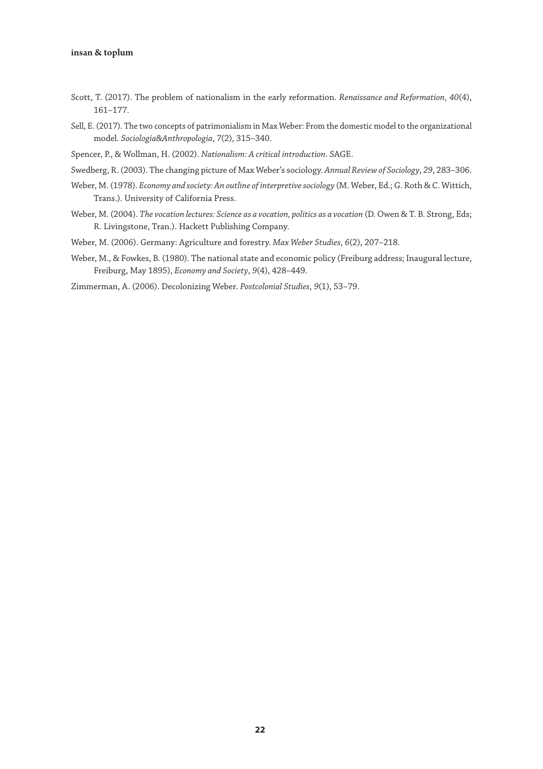Scott, T. (2017). The problem of nationalism in the early reformation. *Renaissance and Reformation*, *40*(4), 161–177.

Sell, E. (2017). The two concepts of patrimonialism in Max Weber: From the domestic model to the organizational model. *Sociologia&Anthropologia*, *7*(2), 315–340.

Spencer, P., & Wollman, H. (2002). *Nationalism: A critical introduction*. SAGE.

Swedberg, R. (2003). The changing picture of Max Weber's sociology. *Annual Review of Sociology*, *29*, 283–306.

Weber, M. (1978). *Economy and society: An outline of interpretive sociology* (M. Weber, Ed.; G. Roth & C. Wittich, Trans.). University of California Press.

Weber, M. (2004). *The vocation lectures: Science as a vocation, politics as a vocation* (D. Owen & T. B. Strong, Eds; R. Livingstone, Tran.). Hackett Publishing Company.

Weber, M. (2006). Germany: Agriculture and forestry. *Max Weber Studies*, *6*(2), 207–218.

Weber, M., & Fowkes, B. (1980). The national state and economic policy (Freiburg address; Inaugural lecture, Freiburg, May 1895), *Economy and Society*, *9*(4), 428–449.

Zimmerman, A. (2006). Decolonizing Weber. *Postcolonial Studies*, *9*(1), 53–79.